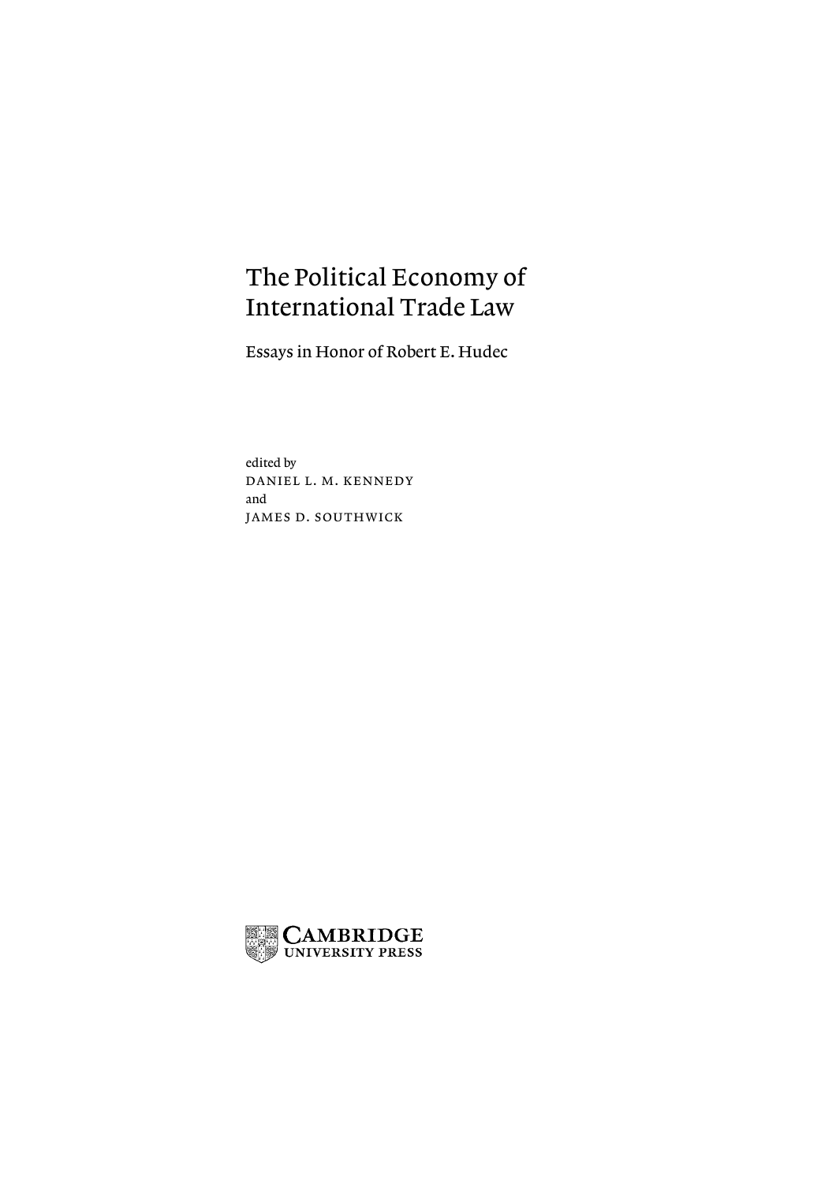# The Political Economy of International Trade Law

## Essays in Honor of Robert E. Hudec

edited by
DANIEL L. M. KENNEDY
and
JAMES D. SOUTHWICK

CAMBRIDGE
UNIVERSITY PRESS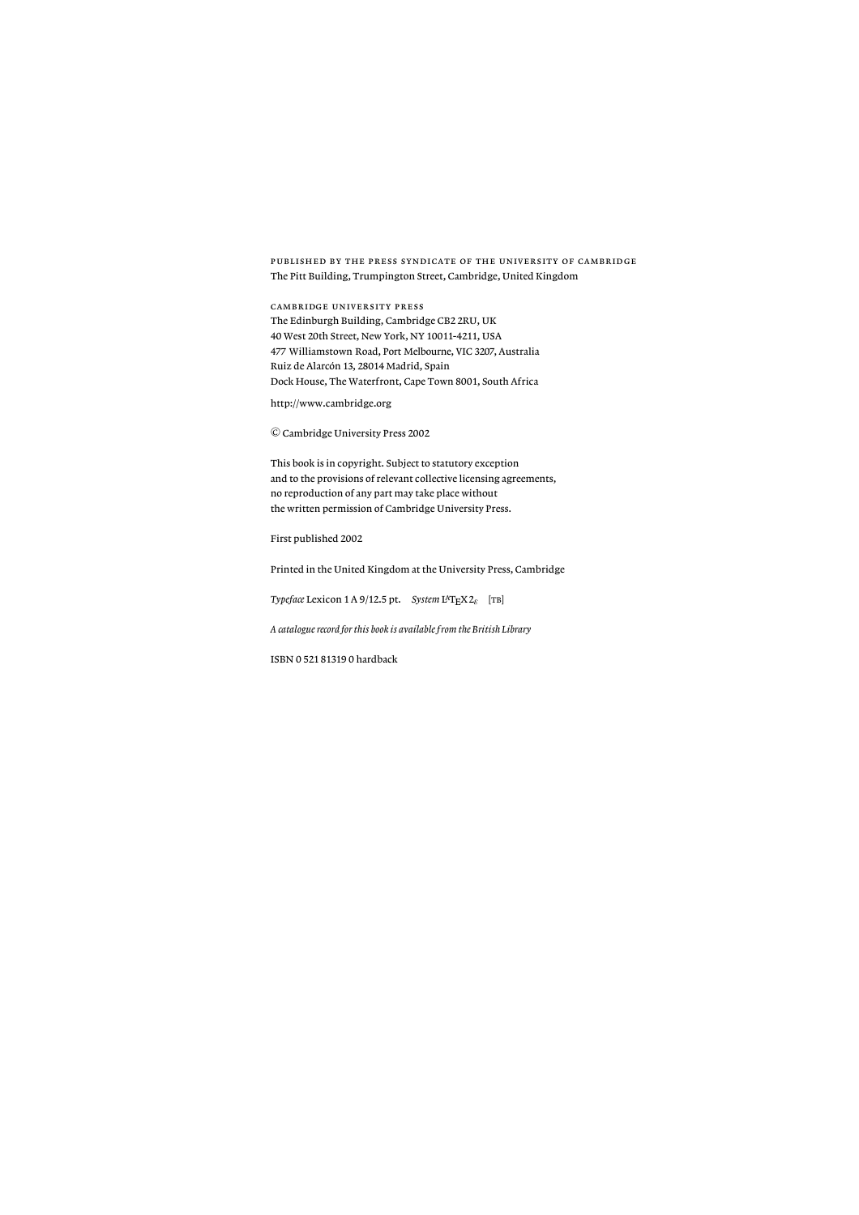PUBLISHED BY THE PRESS SYNDICATE OF THE UNIVERSITY OF CAMBRIDGE
The Pitt Building, Trumpington Street, Cambridge, United Kingdom

CAMBRIDGE UNIVERSITY PRESS
The Edinburgh Building, Cambridge CB2 2RU, UK
40 West 20th Street, New York, NY 10011-4211, USA
477 Williamstown Road, Port Melbourne, VIC 3207, Australia
Ruiz de Alarcón 13, 28014 Madrid, Spain
Dock House, The Waterfront, Cape Town 8001, South Africa

http://www.cambridge.org

© Cambridge University Press 2002

This book is in copyright. Subject to statutory exception
and to the provisions of relevant collective licensing agreements,
no reproduction of any part may take place without
the written permission of Cambridge University Press.

First published 2002

Printed in the United Kingdom at the University Press, Cambridge

*Typeface* Lexicon 1 A 9/12.5 pt. *System* LaTeX 2ε [TB]

*A catalogue record for this book is available from the British Library*

ISBN 0 521 81319 0 hardback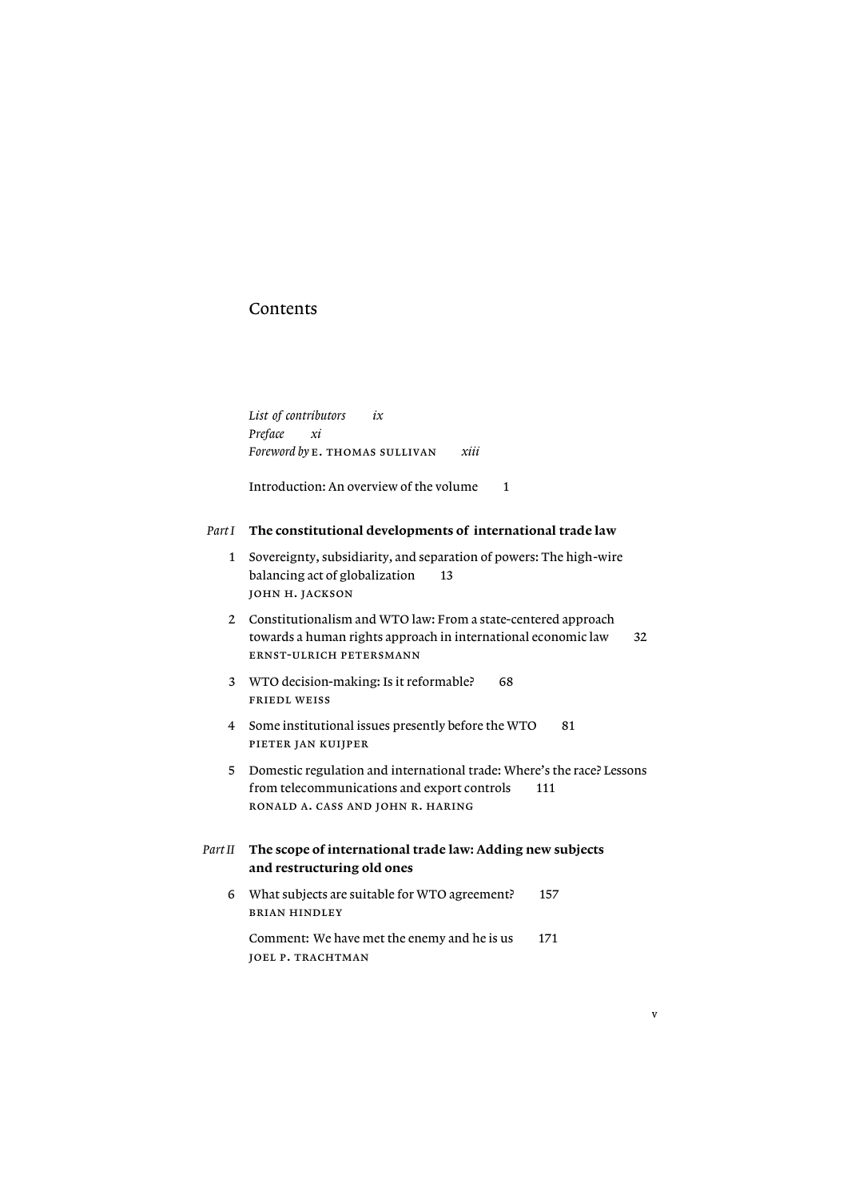# Contents

*List of contributors* *ix*
*Preface* *xi*
*Foreword by* E. THOMAS SULLIVAN *xiii*

Introduction: An overview of the volume 1

## *Part I* **The constitutional developments of international trade law**

1 Sovereignty, subsidiarity, and separation of powers: The high-wire balancing act of globalization 13
JOHN H. JACKSON

2 Constitutionalism and WTO law: From a state-centered approach towards a human rights approach in international economic law 32
ERNST-ULRICH PETERSMANN

3 WTO decision-making: Is it reformable? 68
FRIEDL WEISS

4 Some institutional issues presently before the WTO 81
PIETER JAN KUIJPER

5 Domestic regulation and international trade: Where's the race? Lessons from telecommunications and export controls 111
RONALD A. CASS AND JOHN R. HARING

## *Part II* **The scope of international trade law: Adding new subjects and restructuring old ones**

6 What subjects are suitable for WTO agreement? 157
BRIAN HINDLEY

Comment: We have met the enemy and he is us 171
JOEL P. TRACHTMAN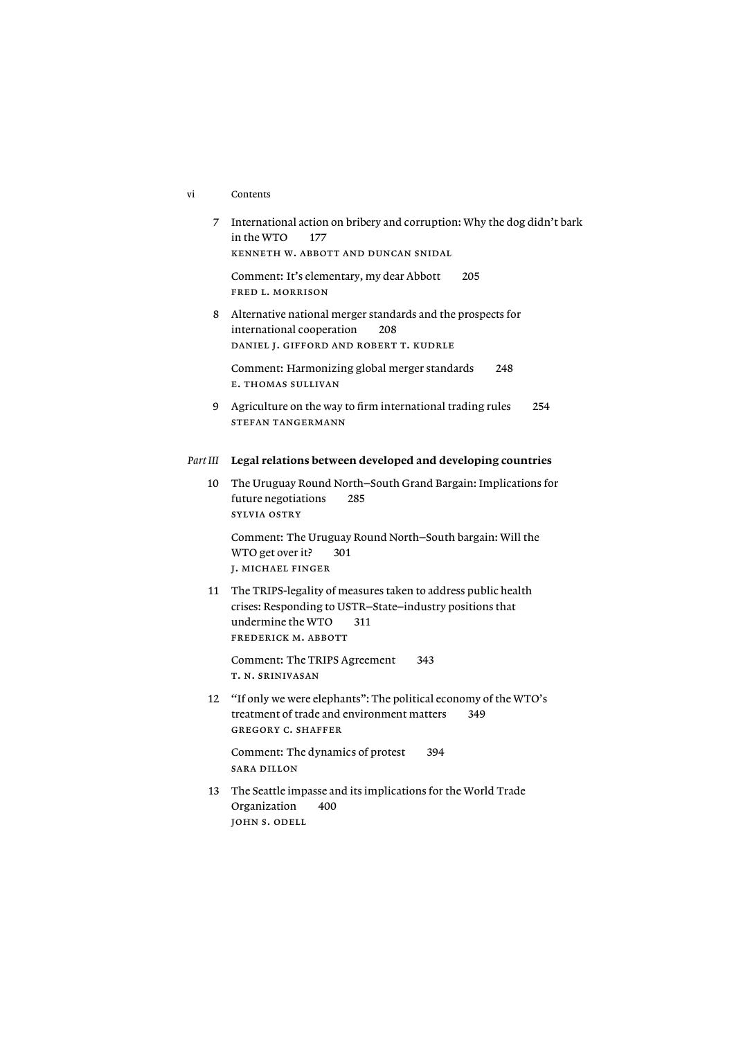7 International action on bribery and corruption: Why the dog didn't bark in the WTO 177
KENNETH W. ABBOTT AND DUNCAN SNIDAL

Comment: It's elementary, my dear Abbott 205
FRED L. MORRISON

8 Alternative national merger standards and the prospects for international cooperation 208
DANIEL J. GIFFORD AND ROBERT T. KUDRLE

Comment: Harmonizing global merger standards 248
E. THOMAS SULLIVAN

9 Agriculture on the way to firm international trading rules 254
STEFAN TANGERMANN

## *Part III* Legal relations between developed and developing countries

10 The Uruguay Round North–South Grand Bargain: Implications for future negotiations 285
SYLVIA OSTRY

Comment: The Uruguay Round North–South bargain: Will the WTO get over it? 301
J. MICHAEL FINGER

11 The TRIPS-legality of measures taken to address public health crises: Responding to USTR–State–industry positions that undermine the WTO 311
FREDERICK M. ABBOTT

Comment: The TRIPS Agreement 343
T. N. SRINIVASAN

12 "If only we were elephants": The political economy of the WTO's treatment of trade and environment matters 349
GREGORY C. SHAFFER

Comment: The dynamics of protest 394
SARA DILLON

13 The Seattle impasse and its implications for the World Trade Organization 400
JOHN S. ODELL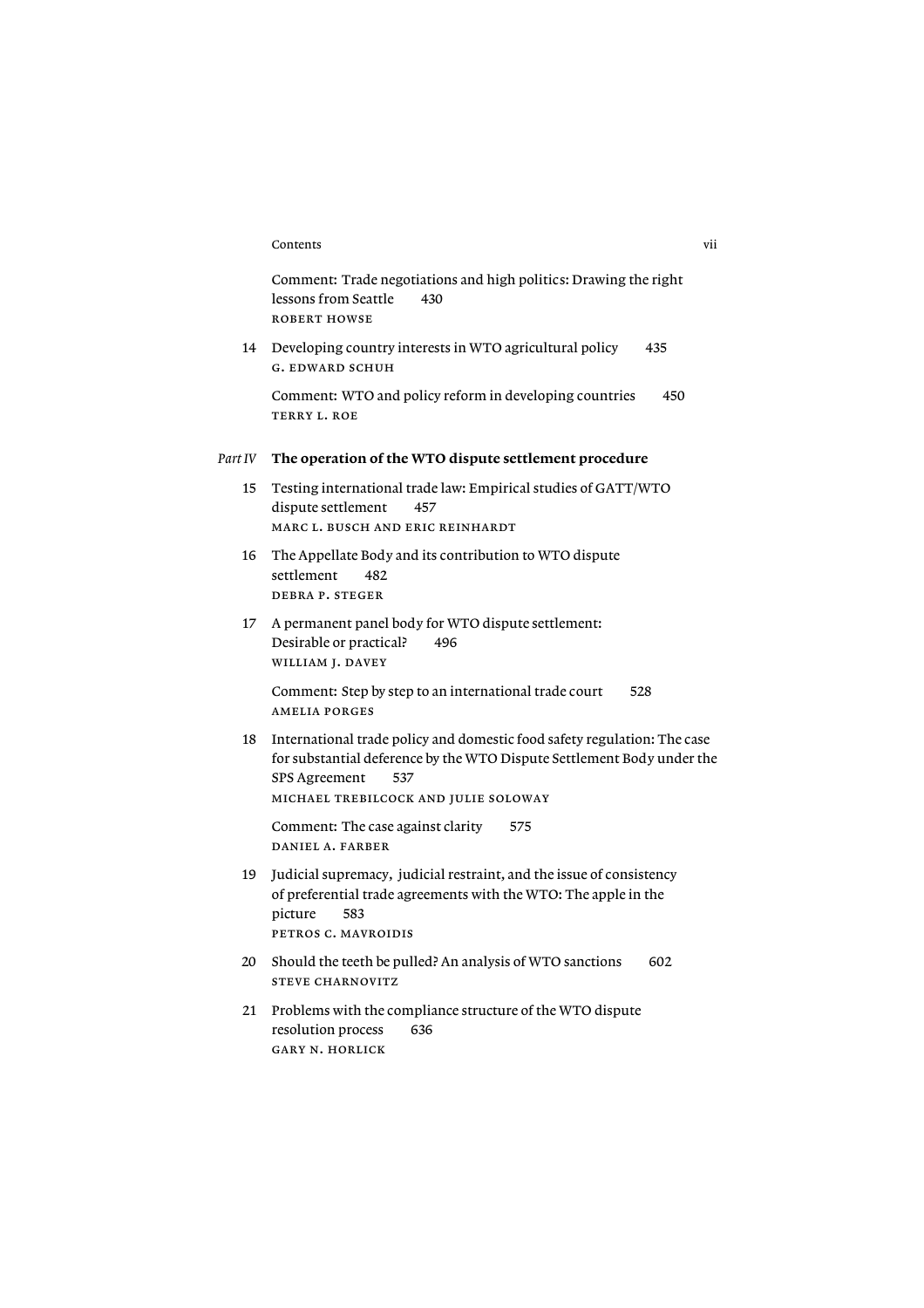Comment: Trade negotiations and high politics: Drawing the right lessons from Seattle 430
ROBERT HOWSE

14 Developing country interests in WTO agricultural policy 435
G. EDWARD SCHUH

Comment: WTO and policy reform in developing countries 450
TERRY L. ROE

## *Part IV* The operation of the WTO dispute settlement procedure

15 Testing international trade law: Empirical studies of GATT/WTO dispute settlement 457
MARC L. BUSCH AND ERIC REINHARDT

16 The Appellate Body and its contribution to WTO dispute settlement 482
DEBRA P. STEGER

17 A permanent panel body for WTO dispute settlement: Desirable or practical? 496
WILLIAM J. DAVEY

Comment: Step by step to an international trade court 528
AMELIA PORGES

18 International trade policy and domestic food safety regulation: The case for substantial deference by the WTO Dispute Settlement Body under the SPS Agreement 537
MICHAEL TREBILCOCK AND JULIE SOLOWAY

Comment: The case against clarity 575
DANIEL A. FARBER

19 Judicial supremacy, judicial restraint, and the issue of consistency of preferential trade agreements with the WTO: The apple in the picture 583
PETROS C. MAVROIDIS

20 Should the teeth be pulled? An analysis of WTO sanctions 602
STEVE CHARNOVITZ

21 Problems with the compliance structure of the WTO dispute resolution process 636
GARY N. HORLICK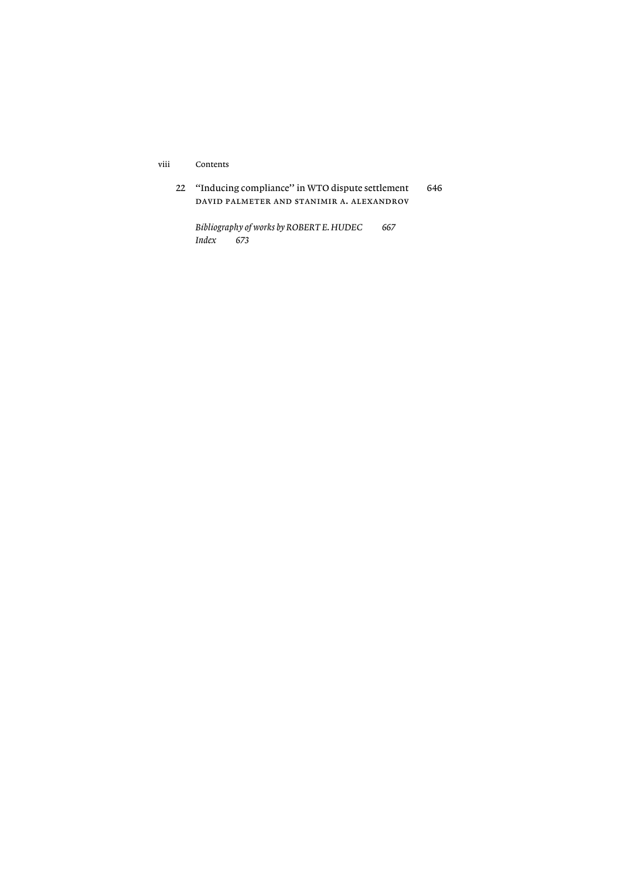22 "Inducing compliance" in WTO dispute settlement 646
DAVID PALMETER AND STANIMIR A. ALEXANDROV

*Bibliography of works by ROBERT E. HUDEC 667*
*Index 673*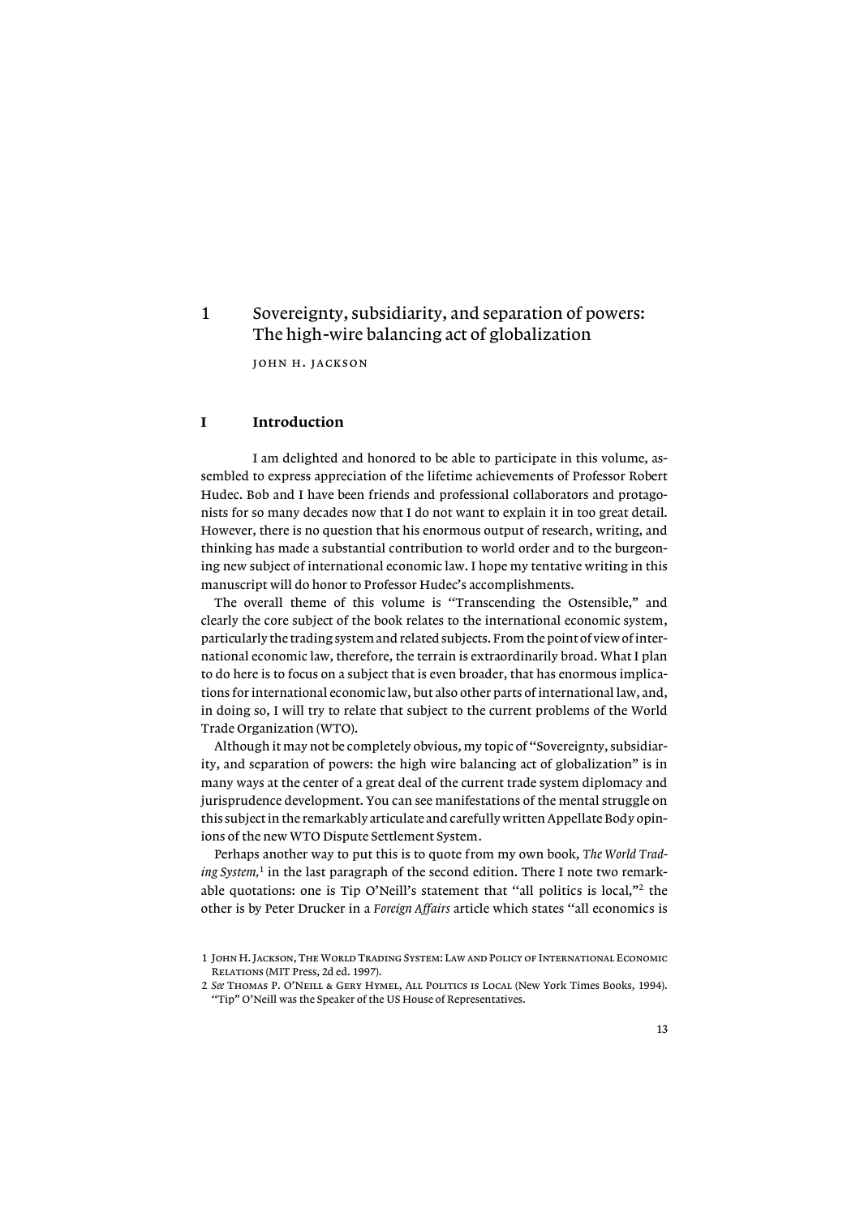# 1 Sovereignty, subsidiarity, and separation of powers: The high-wire balancing act of globalization

JOHN H. JACKSON

## I Introduction

I am delighted and honored to be able to participate in this volume, assembled to express appreciation of the lifetime achievements of Professor Robert Hudec. Bob and I have been friends and professional collaborators and protagonists for so many decades now that I do not want to explain it in too great detail. However, there is no question that his enormous output of research, writing, and thinking has made a substantial contribution to world order and to the burgeoning new subject of international economic law. I hope my tentative writing in this manuscript will do honor to Professor Hudec's accomplishments.

The overall theme of this volume is "Transcending the Ostensible," and clearly the core subject of the book relates to the international economic system, particularly the trading system and related subjects. From the point of view of international economic law, therefore, the terrain is extraordinarily broad. What I plan to do here is to focus on a subject that is even broader, that has enormous implications for international economic law, but also other parts of international law, and, in doing so, I will try to relate that subject to the current problems of the World Trade Organization (WTO).

Although it may not be completely obvious, my topic of "Sovereignty, subsidiarity, and separation of powers: the high wire balancing act of globalization" is in many ways at the center of a great deal of the current trade system diplomacy and jurisprudence development. You can see manifestations of the mental struggle on this subject in the remarkably articulate and carefully written Appellate Body opinions of the new WTO Dispute Settlement System.

Perhaps another way to put this is to quote from my own book, *The World Trading System,*[1] in the last paragraph of the second edition. There I note two remarkable quotations: one is Tip O'Neill's statement that "all politics is local,"[2] the other is by Peter Drucker in a *Foreign Affairs* article which states "all economics is

---

1 John H. Jackson, The World Trading System: Law and Policy of International Economic Relations (MIT Press, 2d ed. 1997).

2 *See* Thomas P. O'Neill & Gery Hymel, All Politics is Local (New York Times Books, 1994). "Tip" O'Neill was the Speaker of the US House of Representatives.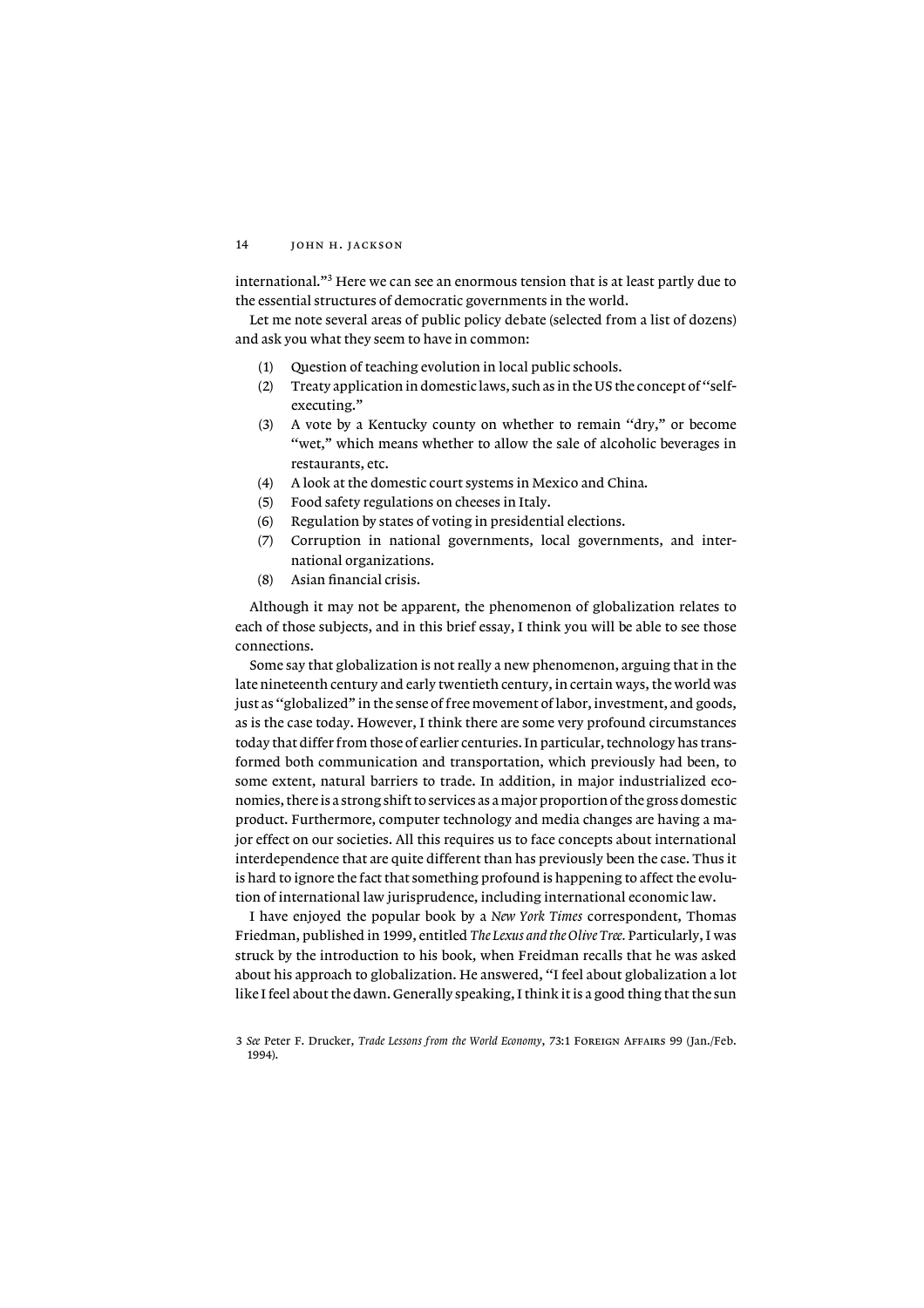international."[3] Here we can see an enormous tension that is at least partly due to the essential structures of democratic governments in the world.

Let me note several areas of public policy debate (selected from a list of dozens) and ask you what they seem to have in common:

(1) Question of teaching evolution in local public schools.
(2) Treaty application in domestic laws, such as in the US the concept of "self-executing."
(3) A vote by a Kentucky county on whether to remain "dry," or become "wet," which means whether to allow the sale of alcoholic beverages in restaurants, etc.
(4) A look at the domestic court systems in Mexico and China.
(5) Food safety regulations on cheeses in Italy.
(6) Regulation by states of voting in presidential elections.
(7) Corruption in national governments, local governments, and international organizations.
(8) Asian financial crisis.

Although it may not be apparent, the phenomenon of globalization relates to each of those subjects, and in this brief essay, I think you will be able to see those connections.

Some say that globalization is not really a new phenomenon, arguing that in the late nineteenth century and early twentieth century, in certain ways, the world was just as "globalized" in the sense of free movement of labor, investment, and goods, as is the case today. However, I think there are some very profound circumstances today that differ from those of earlier centuries. In particular, technology has transformed both communication and transportation, which previously had been, to some extent, natural barriers to trade. In addition, in major industrialized economies, there is a strong shift to services as a major proportion of the gross domestic product. Furthermore, computer technology and media changes are having a major effect on our societies. All this requires us to face concepts about international interdependence that are quite different than has previously been the case. Thus it is hard to ignore the fact that something profound is happening to affect the evolution of international law jurisprudence, including international economic law.

I have enjoyed the popular book by a *New York Times* correspondent, Thomas Friedman, published in 1999, entitled *The Lexus and the Olive Tree*. Particularly, I was struck by the introduction to his book, when Freidman recalls that he was asked about his approach to globalization. He answered, "I feel about globalization a lot like I feel about the dawn. Generally speaking, I think it is a good thing that the sun

[3] *See* Peter F. Drucker, *Trade Lessons from the World Economy*, 73:1 Foreign Affairs 99 (Jan./Feb. 1994).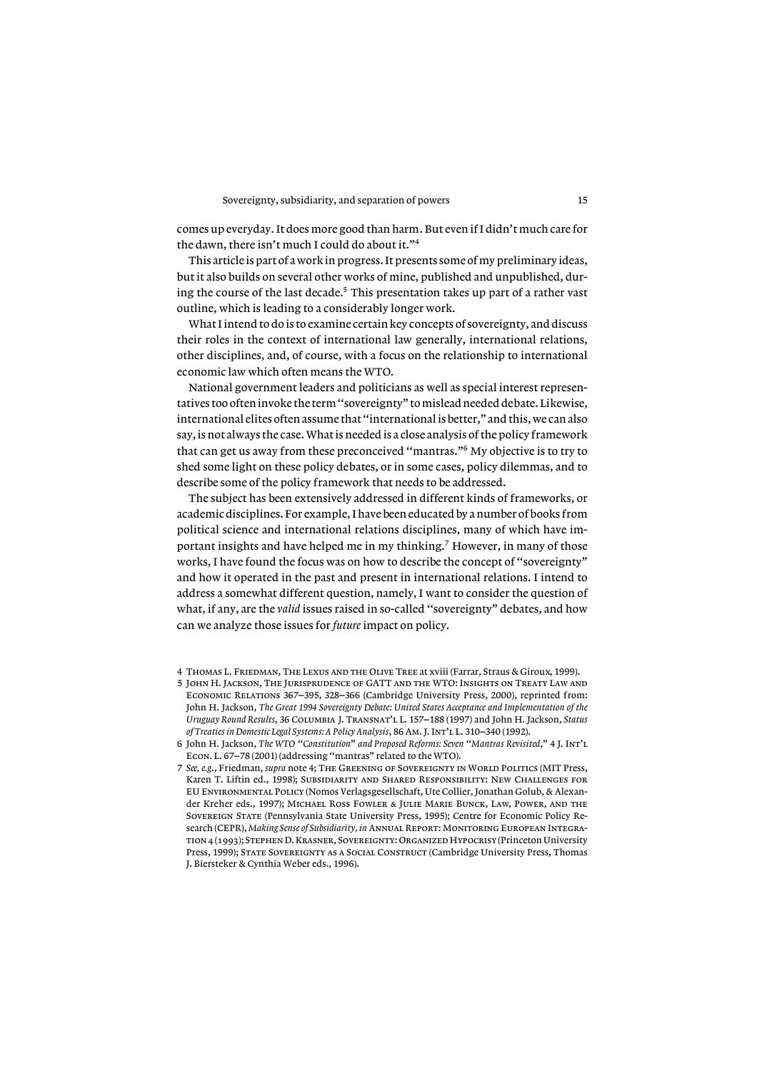comes up everyday. It does more good than harm. But even if I didn't much care for the dawn, there isn't much I could do about it."[4]

This article is part of a work in progress. It presents some of my preliminary ideas, but it also builds on several other works of mine, published and unpublished, during the course of the last decade.[5] This presentation takes up part of a rather vast outline, which is leading to a considerably longer work.

What I intend to do is to examine certain key concepts of sovereignty, and discuss their roles in the context of international law generally, international relations, other disciplines, and, of course, with a focus on the relationship to international economic law which often means the WTO.

National government leaders and politicians as well as special interest representatives too often invoke the term "sovereignty" to mislead needed debate. Likewise, international elites often assume that "international is better," and this, we can also say, is not always the case. What is needed is a close analysis of the policy framework that can get us away from these preconceived "mantras."[6] My objective is to try to shed some light on these policy debates, or in some cases, policy dilemmas, and to describe some of the policy framework that needs to be addressed.

The subject has been extensively addressed in different kinds of frameworks, or academic disciplines. For example, I have been educated by a number of books from political science and international relations disciplines, many of which have important insights and have helped me in my thinking.[7] However, in many of those works, I have found the focus was on how to describe the concept of "sovereignty" and how it operated in the past and present in international relations. I intend to address a somewhat different question, namely, I want to consider the question of what, if any, are the *valid* issues raised in so-called "sovereignty" debates, and how can we analyze those issues for *future* impact on policy.

---

4 Thomas L. Friedman, The Lexus and the Olive Tree at xviii (Farrar, Straus & Giroux, 1999).

5 John H. Jackson, The Jurisprudence of GATT and the WTO: Insights on Treaty Law and Economic Relations 367–395, 328–366 (Cambridge University Press, 2000), reprinted from: John H. Jackson, *The Great 1994 Sovereignty Debate: United States Acceptance and Implementation of the Uruguay Round Results*, 36 Columbia J. Transnat'l L. 157–188 (1997) and John H. Jackson, *Status of Treaties in Domestic Legal Systems: A Policy Analysis*, 86 Am. J. Int'l L. 310–340 (1992).

6 John H. Jackson, *The WTO "Constitution" and Proposed Reforms: Seven "Mantras Revisited*," 4 J. Int'l Econ. L. 67–78 (2001) (addressing "mantras" related to the WTO).

7 *See, e.g.*, Friedman, *supra* note 4; The Greening of Sovereignty in World Politics (MIT Press, Karen T. Liftin ed., 1998); Subsidiarity and Shared Responsibility: New Challenges for EU Environmental Policy (Nomos Verlagsgesellschaft, Ute Collier, Jonathan Golub, & Alexander Kreher eds., 1997); Michael Ross Fowler & Julie Marie Bunck, Law, Power, and the Sovereign State (Pennsylvania State University Press, 1995); Centre for Economic Policy Research (CEPR), *Making Sense of Subsidiarity, in* Annual Report: Monitoring European Integration 4 (1993); Stephen D. Krasner, Sovereignty: Organized Hypocrisy (Princeton University Press, 1999); State Sovereignty as a Social Construct (Cambridge University Press, Thomas J. Biersteker & Cynthia Weber eds., 1996).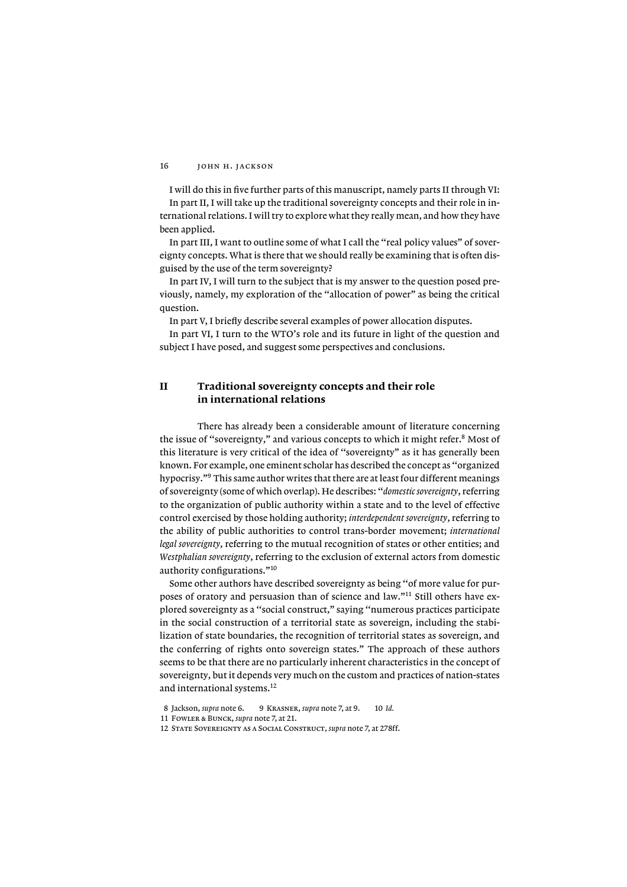I will do this in five further parts of this manuscript, namely parts II through VI:

In part II, I will take up the traditional sovereignty concepts and their role in international relations. I will try to explore what they really mean, and how they have been applied.

In part III, I want to outline some of what I call the "real policy values" of sovereignty concepts. What is there that we should really be examining that is often disguised by the use of the term sovereignty?

In part IV, I will turn to the subject that is my answer to the question posed previously, namely, my exploration of the "allocation of power" as being the critical question.

In part V, I briefly describe several examples of power allocation disputes.

In part VI, I turn to the WTO's role and its future in light of the question and subject I have posed, and suggest some perspectives and conclusions.

## II Traditional sovereignty concepts and their role in international relations

There has already been a considerable amount of literature concerning the issue of "sovereignty," and various concepts to which it might refer.[8] Most of this literature is very critical of the idea of "sovereignty" as it has generally been known. For example, one eminent scholar has described the concept as "organized hypocrisy."[9] This same author writes that there are at least four different meanings of sovereignty (some of which overlap). He describes: "*domestic sovereignty*, referring to the organization of public authority within a state and to the level of effective control exercised by those holding authority; *interdependent sovereignty*, referring to the ability of public authorities to control trans-border movement; *international legal sovereignty*, referring to the mutual recognition of states or other entities; and *Westphalian sovereignty*, referring to the exclusion of external actors from domestic authority configurations."[10]

Some other authors have described sovereignty as being "of more value for purposes of oratory and persuasion than of science and law."[11] Still others have explored sovereignty as a "social construct," saying "numerous practices participate in the social construction of a territorial state as sovereign, including the stabilization of state boundaries, the recognition of territorial states as sovereign, and the conferring of rights onto sovereign states." The approach of these authors seems to be that there are no particularly inherent characteristics in the concept of sovereignty, but it depends very much on the custom and practices of nation-states and international systems.[12]

8 Jackson, *supra* note 6. 9 Krasner, *supra* note 7, at 9. 10 *Id.*

11 Fowler & Bunck, *supra* note 7, at 21.

12 State Sovereignty as a Social Construct, *supra* note 7, at 278ff.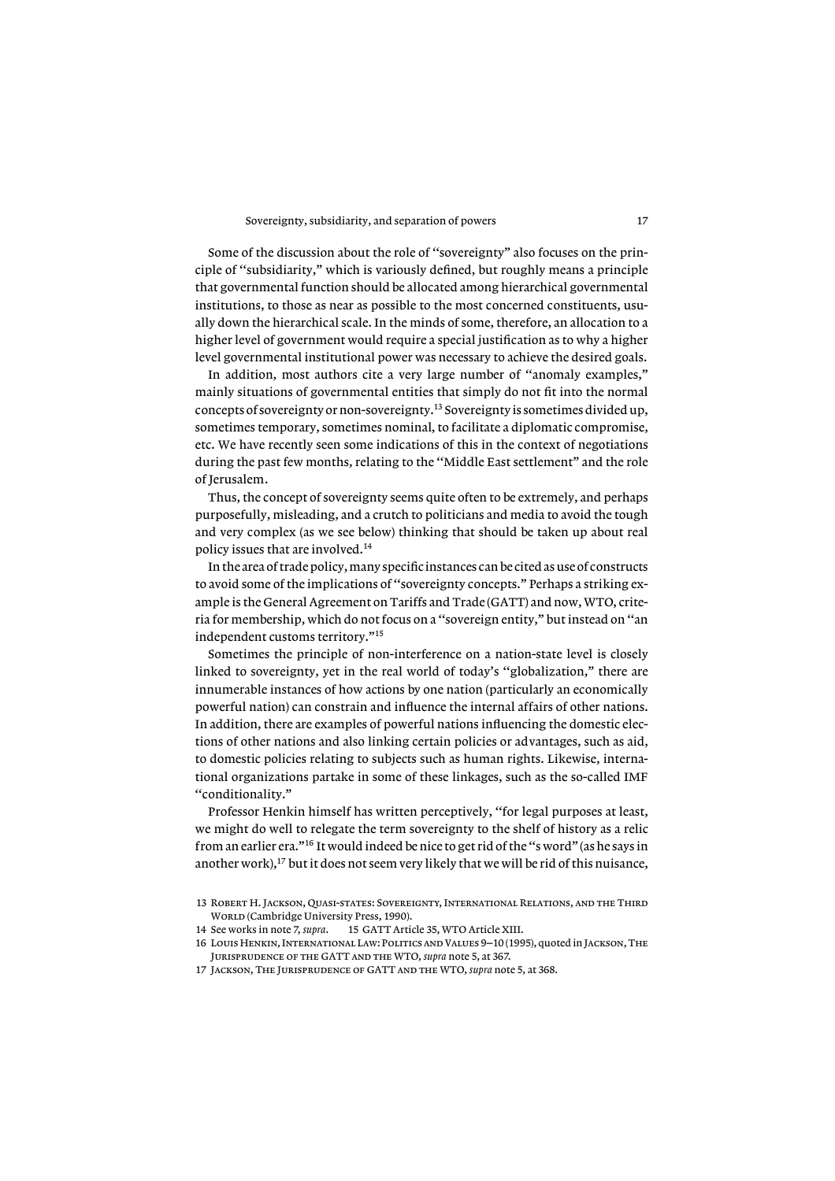Some of the discussion about the role of "sovereignty" also focuses on the principle of "subsidiarity," which is variously defined, but roughly means a principle that governmental function should be allocated among hierarchical governmental institutions, to those as near as possible to the most concerned constituents, usually down the hierarchical scale. In the minds of some, therefore, an allocation to a higher level of government would require a special justification as to why a higher level governmental institutional power was necessary to achieve the desired goals.

In addition, most authors cite a very large number of "anomaly examples," mainly situations of governmental entities that simply do not fit into the normal concepts of sovereignty or non-sovereignty.[13] Sovereignty is sometimes divided up, sometimes temporary, sometimes nominal, to facilitate a diplomatic compromise, etc. We have recently seen some indications of this in the context of negotiations during the past few months, relating to the "Middle East settlement" and the role of Jerusalem.

Thus, the concept of sovereignty seems quite often to be extremely, and perhaps purposefully, misleading, and a crutch to politicians and media to avoid the tough and very complex (as we see below) thinking that should be taken up about real policy issues that are involved.[14]

In the area of trade policy, many specific instances can be cited as use of constructs to avoid some of the implications of "sovereignty concepts." Perhaps a striking example is the General Agreement on Tariffs and Trade (GATT) and now, WTO, criteria for membership, which do not focus on a "sovereign entity," but instead on "an independent customs territory."[15]

Sometimes the principle of non-interference on a nation-state level is closely linked to sovereignty, yet in the real world of today's "globalization," there are innumerable instances of how actions by one nation (particularly an economically powerful nation) can constrain and influence the internal affairs of other nations. In addition, there are examples of powerful nations influencing the domestic elections of other nations and also linking certain policies or advantages, such as aid, to domestic policies relating to subjects such as human rights. Likewise, international organizations partake in some of these linkages, such as the so-called IMF "conditionality."

Professor Henkin himself has written perceptively, "for legal purposes at least, we might do well to relegate the term sovereignty to the shelf of history as a relic from an earlier era."[16] It would indeed be nice to get rid of the "s word" (as he says in another work),[17] but it does not seem very likely that we will be rid of this nuisance,

13 Robert H. Jackson, Quasi-states: Sovereignty, International Relations, and the Third World (Cambridge University Press, 1990).

14 See works in note 7, *supra*.

15 GATT Article 35, WTO Article XIII.

16 Louis Henkin, International Law: Politics and Values 9–10 (1995), quoted in Jackson, The Jurisprudence of the GATT and the WTO, *supra* note 5, at 367.

17 Jackson, The Jurisprudence of GATT and the WTO, *supra* note 5, at 368.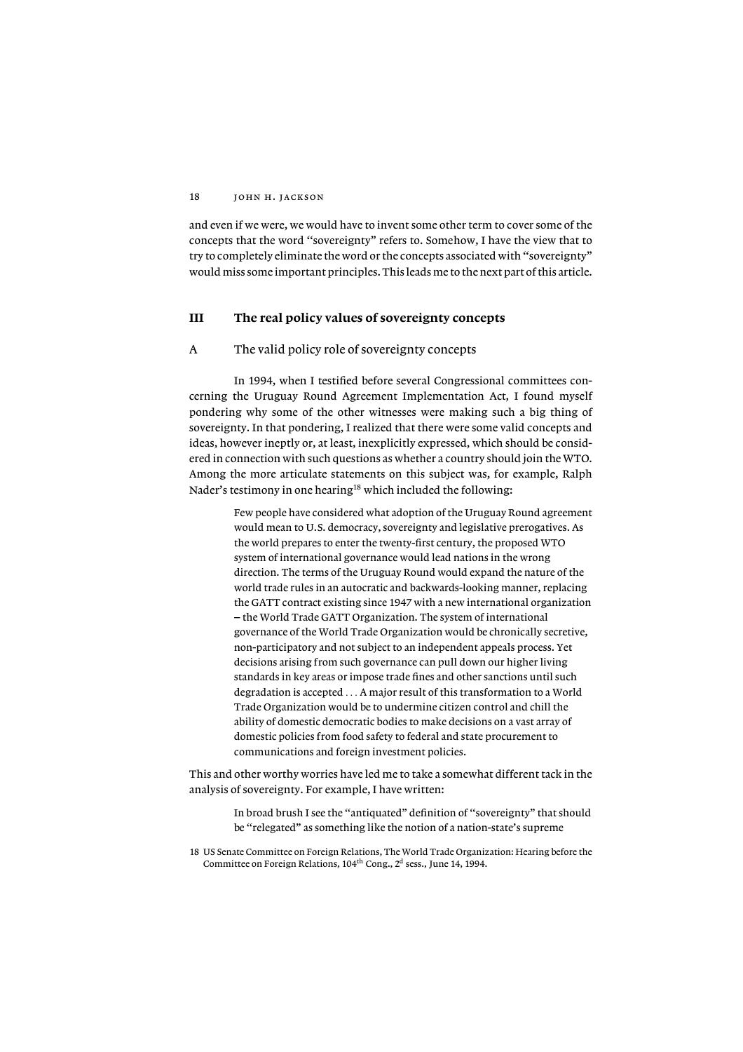and even if we were, we would have to invent some other term to cover some of the concepts that the word "sovereignty" refers to. Somehow, I have the view that to try to completely eliminate the word or the concepts associated with "sovereignty" would miss some important principles. This leads me to the next part of this article.

## III The real policy values of sovereignty concepts

### A The valid policy role of sovereignty concepts

In 1994, when I testified before several Congressional committees concerning the Uruguay Round Agreement Implementation Act, I found myself pondering why some of the other witnesses were making such a big thing of sovereignty. In that pondering, I realized that there were some valid concepts and ideas, however ineptly or, at least, inexplicitly expressed, which should be considered in connection with such questions as whether a country should join the WTO. Among the more articulate statements on this subject was, for example, Ralph Nader's testimony in one hearing[18] which included the following:

> Few people have considered what adoption of the Uruguay Round agreement would mean to U.S. democracy, sovereignty and legislative prerogatives. As the world prepares to enter the twenty-first century, the proposed WTO system of international governance would lead nations in the wrong direction. The terms of the Uruguay Round would expand the nature of the world trade rules in an autocratic and backwards-looking manner, replacing the GATT contract existing since 1947 with a new international organization – the World Trade GATT Organization. The system of international governance of the World Trade Organization would be chronically secretive, non-participatory and not subject to an independent appeals process. Yet decisions arising from such governance can pull down our higher living standards in key areas or impose trade fines and other sanctions until such degradation is accepted . . . A major result of this transformation to a World Trade Organization would be to undermine citizen control and chill the ability of domestic democratic bodies to make decisions on a vast array of domestic policies from food safety to federal and state procurement to communications and foreign investment policies.

This and other worthy worries have led me to take a somewhat different tack in the analysis of sovereignty. For example, I have written:

> In broad brush I see the "antiquated" definition of "sovereignty" that should be "relegated" as something like the notion of a nation-state's supreme

18 US Senate Committee on Foreign Relations, The World Trade Organization: Hearing before the Committee on Foreign Relations, 104th Cong., 2d sess., June 14, 1994.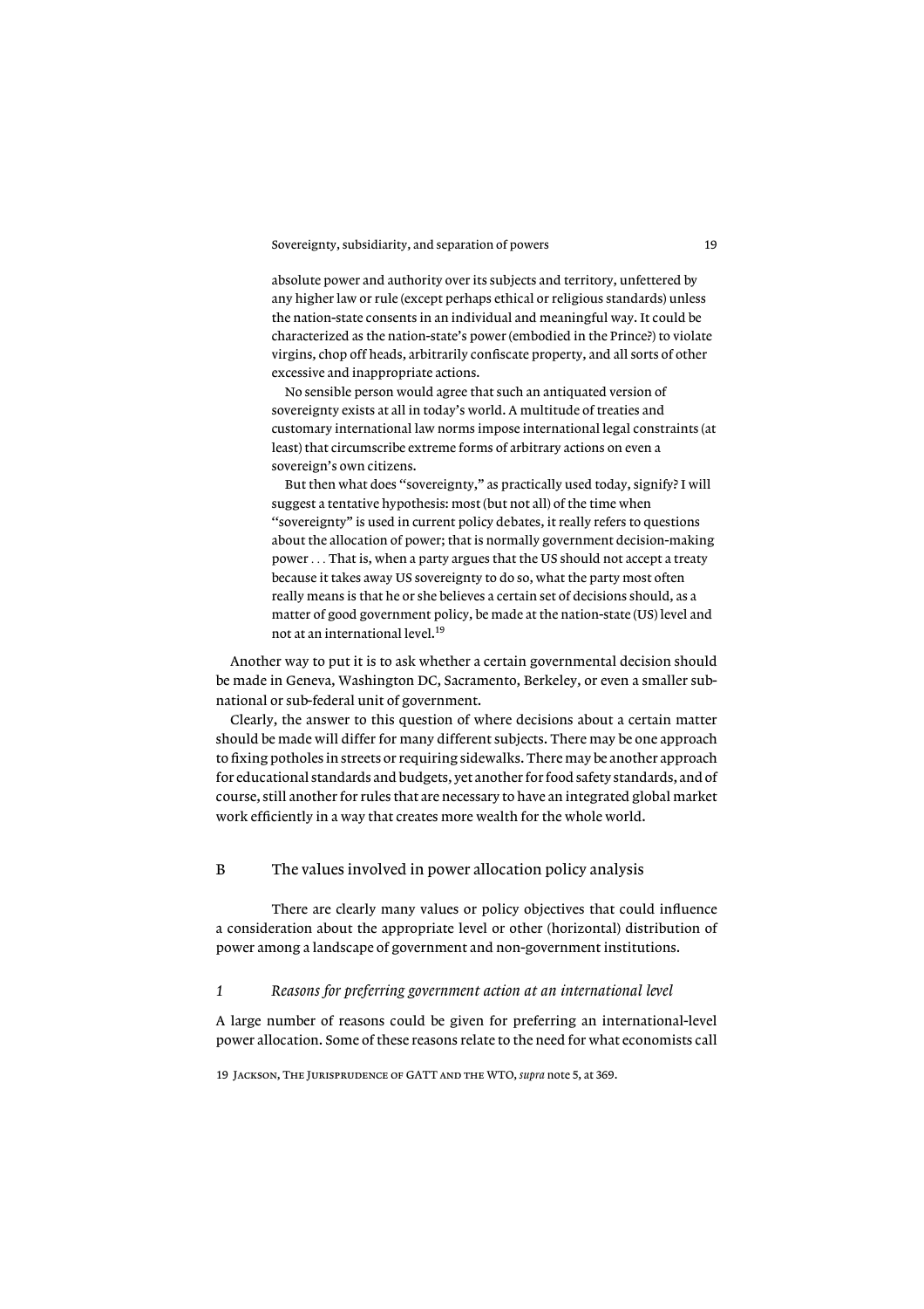> absolute power and authority over its subjects and territory, unfettered by any higher law or rule (except perhaps ethical or religious standards) unless the nation-state consents in an individual and meaningful way. It could be characterized as the nation-state's power (embodied in the Prince?) to violate virgins, chop off heads, arbitrarily confiscate property, and all sorts of other excessive and inappropriate actions.
>
> No sensible person would agree that such an antiquated version of sovereignty exists at all in today's world. A multitude of treaties and customary international law norms impose international legal constraints (at least) that circumscribe extreme forms of arbitrary actions on even a sovereign's own citizens.
>
> But then what does "sovereignty," as practically used today, signify? I will suggest a tentative hypothesis: most (but not all) of the time when "sovereignty" is used in current policy debates, it really refers to questions about the allocation of power; that is normally government decision-making power . . . That is, when a party argues that the US should not accept a treaty because it takes away US sovereignty to do so, what the party most often really means is that he or she believes a certain set of decisions should, as a matter of good government policy, be made at the nation-state (US) level and not at an international level.[19]

Another way to put it is to ask whether a certain governmental decision should be made in Geneva, Washington DC, Sacramento, Berkeley, or even a smaller sub-national or sub-federal unit of government.

Clearly, the answer to this question of where decisions about a certain matter should be made will differ for many different subjects. There may be one approach to fixing potholes in streets or requiring sidewalks. There may be another approach for educational standards and budgets, yet another for food safety standards, and of course, still another for rules that are necessary to have an integrated global market work efficiently in a way that creates more wealth for the whole world.

## B The values involved in power allocation policy analysis

There are clearly many values or policy objectives that could influence a consideration about the appropriate level or other (horizontal) distribution of power among a landscape of government and non-government institutions.

### *1 Reasons for preferring government action at an international level*

A large number of reasons could be given for preferring an international-level power allocation. Some of these reasons relate to the need for what economists call

19 Jackson, The Jurisprudence of GATT and the WTO, *supra* note 5, at 369.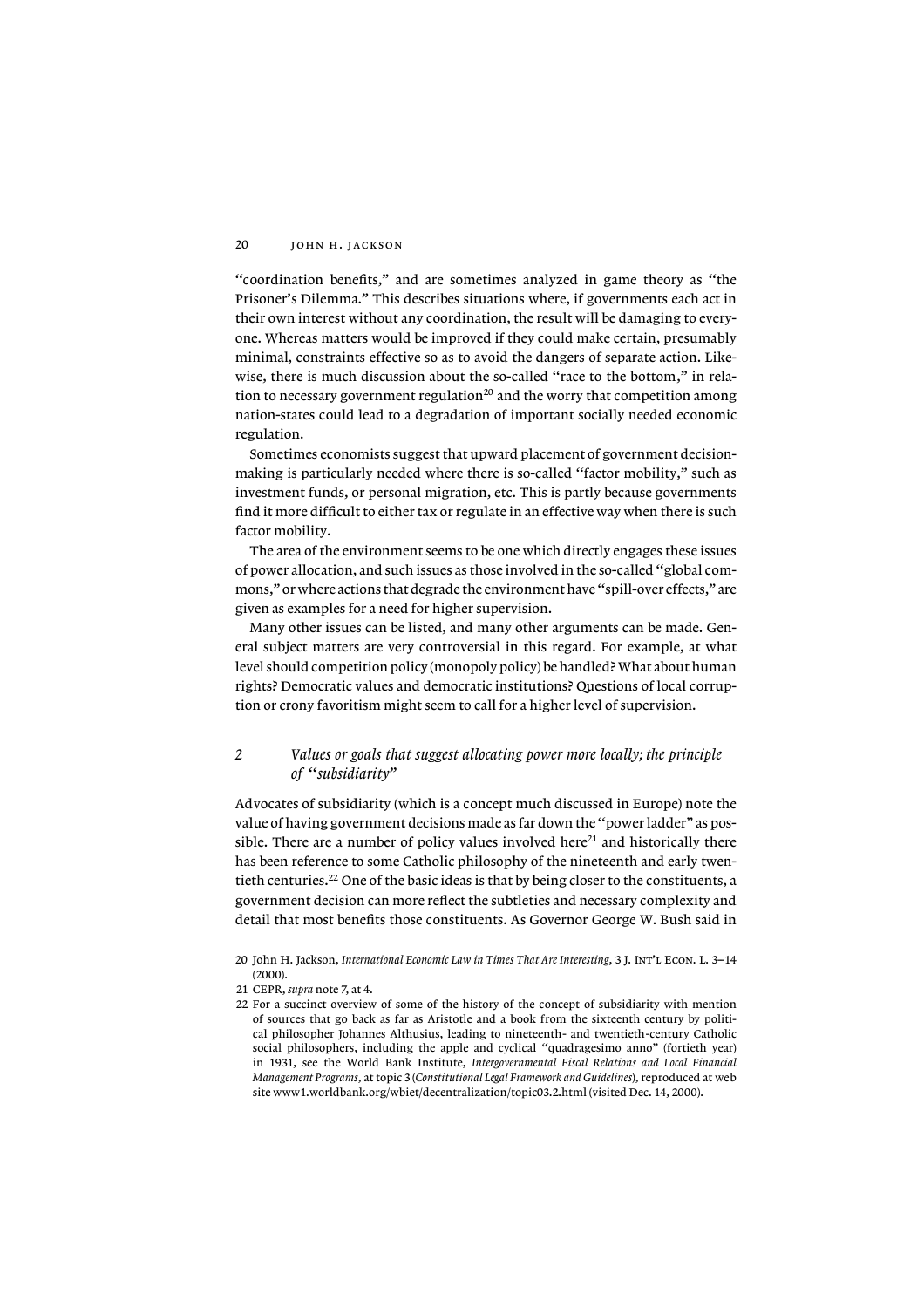"coordination benefits," and are sometimes analyzed in game theory as "the Prisoner's Dilemma." This describes situations where, if governments each act in their own interest without any coordination, the result will be damaging to everyone. Whereas matters would be improved if they could make certain, presumably minimal, constraints effective so as to avoid the dangers of separate action. Likewise, there is much discussion about the so-called "race to the bottom," in relation to necessary government regulation[20] and the worry that competition among nation-states could lead to a degradation of important socially needed economic regulation.

Sometimes economists suggest that upward placement of government decision-making is particularly needed where there is so-called "factor mobility," such as investment funds, or personal migration, etc. This is partly because governments find it more difficult to either tax or regulate in an effective way when there is such factor mobility.

The area of the environment seems to be one which directly engages these issues of power allocation, and such issues as those involved in the so-called "global commons," or where actions that degrade the environment have "spill-over effects," are given as examples for a need for higher supervision.

Many other issues can be listed, and many other arguments can be made. General subject matters are very controversial in this regard. For example, at what level should competition policy (monopoly policy) be handled? What about human rights? Democratic values and democratic institutions? Questions of local corruption or crony favoritism might seem to call for a higher level of supervision.

### 2 *Values or goals that suggest allocating power more locally; the principle of "subsidiarity"*

Advocates of subsidiarity (which is a concept much discussed in Europe) note the value of having government decisions made as far down the "power ladder" as possible. There are a number of policy values involved here[21] and historically there has been reference to some Catholic philosophy of the nineteenth and early twentieth centuries.[22] One of the basic ideas is that by being closer to the constituents, a government decision can more reflect the subtleties and necessary complexity and detail that most benefits those constituents. As Governor George W. Bush said in

20 John H. Jackson, *International Economic Law in Times That Are Interesting*, 3 J. Int'l Econ. L. 3–14 (2000).

21 CEPR, *supra* note 7, at 4.

22 For a succinct overview of some of the history of the concept of subsidiarity with mention of sources that go back as far as Aristotle and a book from the sixteenth century by political philosopher Johannes Althusius, leading to nineteenth- and twentieth-century Catholic social philosophers, including the apple and cyclical "quadragesimo anno" (fortieth year) in 1931, see the World Bank Institute, *Intergovernmental Fiscal Relations and Local Financial Management Programs*, at topic 3 (*Constitutional Legal Framework and Guidelines*), reproduced at web site www1.worldbank.org/wbiet/decentralization/topic03.2.html (visited Dec. 14, 2000).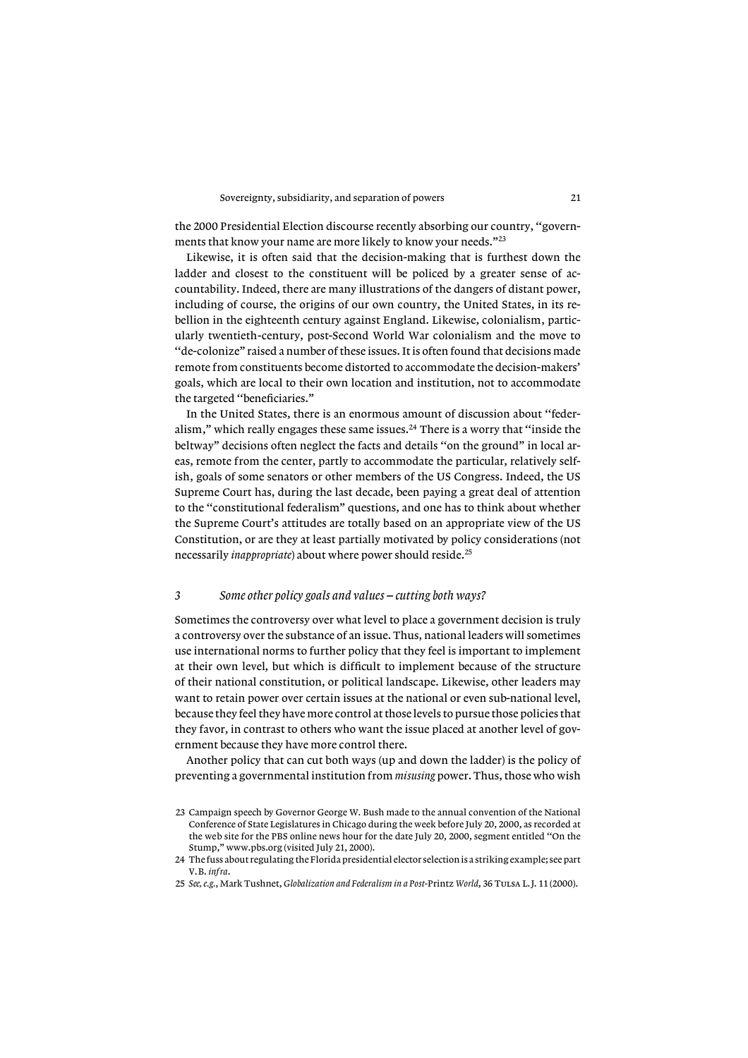the 2000 Presidential Election discourse recently absorbing our country, "governments that know your name are more likely to know your needs."[23]

Likewise, it is often said that the decision-making that is furthest down the ladder and closest to the constituent will be policed by a greater sense of accountability. Indeed, there are many illustrations of the dangers of distant power, including of course, the origins of our own country, the United States, in its rebellion in the eighteenth century against England. Likewise, colonialism, particularly twentieth-century, post-Second World War colonialism and the move to "de-colonize" raised a number of these issues. It is often found that decisions made remote from constituents become distorted to accommodate the decision-makers' goals, which are local to their own location and institution, not to accommodate the targeted "beneficiaries."

In the United States, there is an enormous amount of discussion about "federalism," which really engages these same issues.[24] There is a worry that "inside the beltway" decisions often neglect the facts and details "on the ground" in local areas, remote from the center, partly to accommodate the particular, relatively selfish, goals of some senators or other members of the US Congress. Indeed, the US Supreme Court has, during the last decade, been paying a great deal of attention to the "constitutional federalism" questions, and one has to think about whether the Supreme Court's attitudes are totally based on an appropriate view of the US Constitution, or are they at least partially motivated by policy considerations (not necessarily *inappropriate*) about where power should reside.[25]

### *3 Some other policy goals and values – cutting both ways?*

Sometimes the controversy over what level to place a government decision is truly a controversy over the substance of an issue. Thus, national leaders will sometimes use international norms to further policy that they feel is important to implement at their own level, but which is difficult to implement because of the structure of their national constitution, or political landscape. Likewise, other leaders may want to retain power over certain issues at the national or even sub-national level, because they feel they have more control at those levels to pursue those policies that they favor, in contrast to others who want the issue placed at another level of government because they have more control there.

Another policy that can cut both ways (up and down the ladder) is the policy of preventing a governmental institution from *misusing* power. Thus, those who wish

---

23 Campaign speech by Governor George W. Bush made to the annual convention of the National Conference of State Legislatures in Chicago during the week before July 20, 2000, as recorded at the web site for the PBS online news hour for the date July 20, 2000, segment entitled "On the Stump," www.pbs.org (visited July 21, 2000).

24 The fuss about regulating the Florida presidential elector selection is a striking example; see part V.B. *infra*.

25 *See, e.g.*, Mark Tushnet, *Globalization and Federalism in a Post-*Printz *World*, 36 Tulsa L.J. 11 (2000).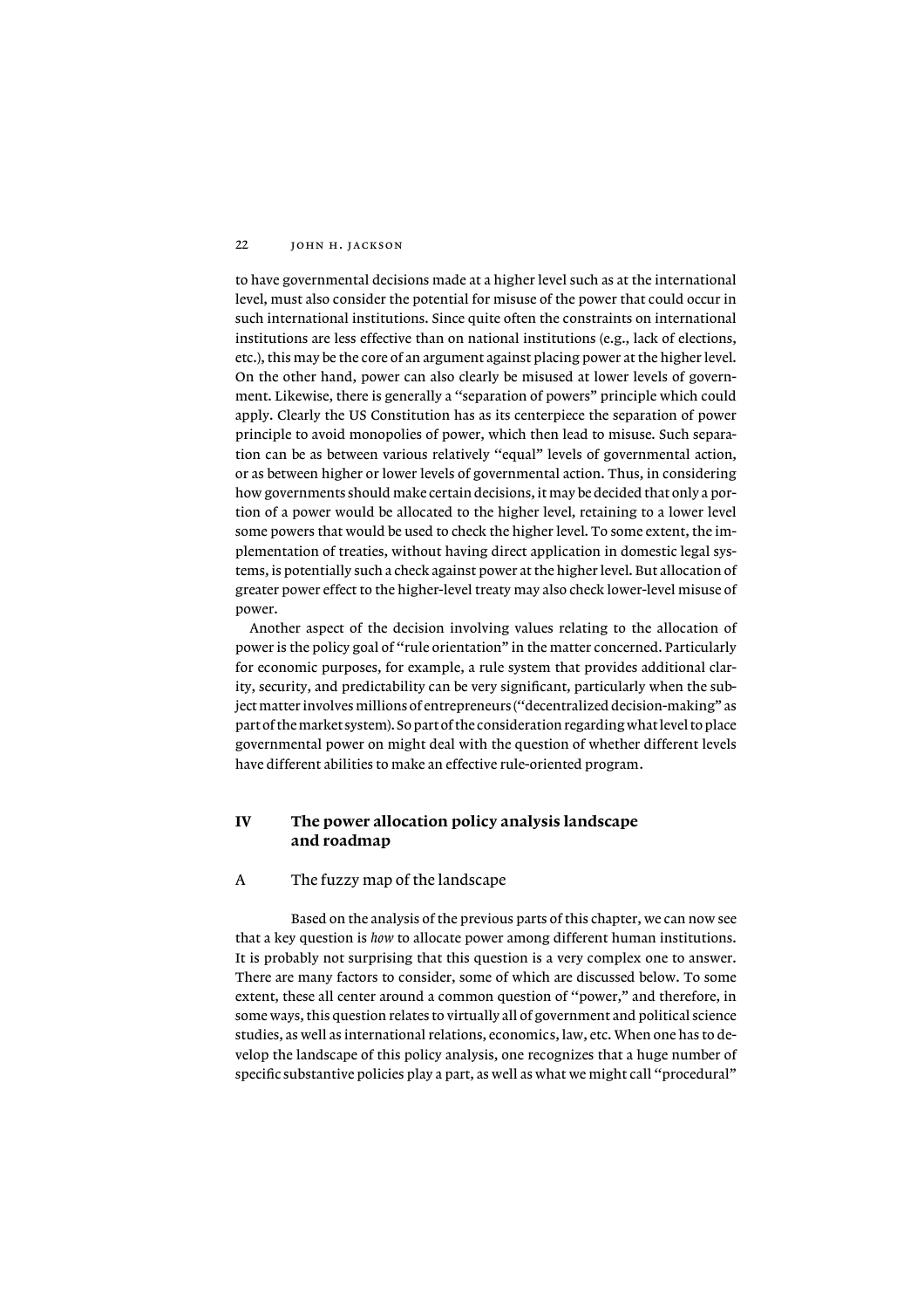to have governmental decisions made at a higher level such as at the international level, must also consider the potential for misuse of the power that could occur in such international institutions. Since quite often the constraints on international institutions are less effective than on national institutions (e.g., lack of elections, etc.), this may be the core of an argument against placing power at the higher level. On the other hand, power can also clearly be misused at lower levels of government. Likewise, there is generally a "separation of powers" principle which could apply. Clearly the US Constitution has as its centerpiece the separation of power principle to avoid monopolies of power, which then lead to misuse. Such separation can be as between various relatively "equal" levels of governmental action, or as between higher or lower levels of governmental action. Thus, in considering how governments should make certain decisions, it may be decided that only a portion of a power would be allocated to the higher level, retaining to a lower level some powers that would be used to check the higher level. To some extent, the implementation of treaties, without having direct application in domestic legal systems, is potentially such a check against power at the higher level. But allocation of greater power effect to the higher-level treaty may also check lower-level misuse of power.

Another aspect of the decision involving values relating to the allocation of power is the policy goal of "rule orientation" in the matter concerned. Particularly for economic purposes, for example, a rule system that provides additional clarity, security, and predictability can be very significant, particularly when the subject matter involves millions of entrepreneurs ("decentralized decision-making" as part of the market system). So part of the consideration regarding what level to place governmental power on might deal with the question of whether different levels have different abilities to make an effective rule-oriented program.

## IV The power allocation policy analysis landscape and roadmap

### A The fuzzy map of the landscape

Based on the analysis of the previous parts of this chapter, we can now see that a key question is *how* to allocate power among different human institutions. It is probably not surprising that this question is a very complex one to answer. There are many factors to consider, some of which are discussed below. To some extent, these all center around a common question of "power," and therefore, in some ways, this question relates to virtually all of government and political science studies, as well as international relations, economics, law, etc. When one has to develop the landscape of this policy analysis, one recognizes that a huge number of specific substantive policies play a part, as well as what we might call "procedural"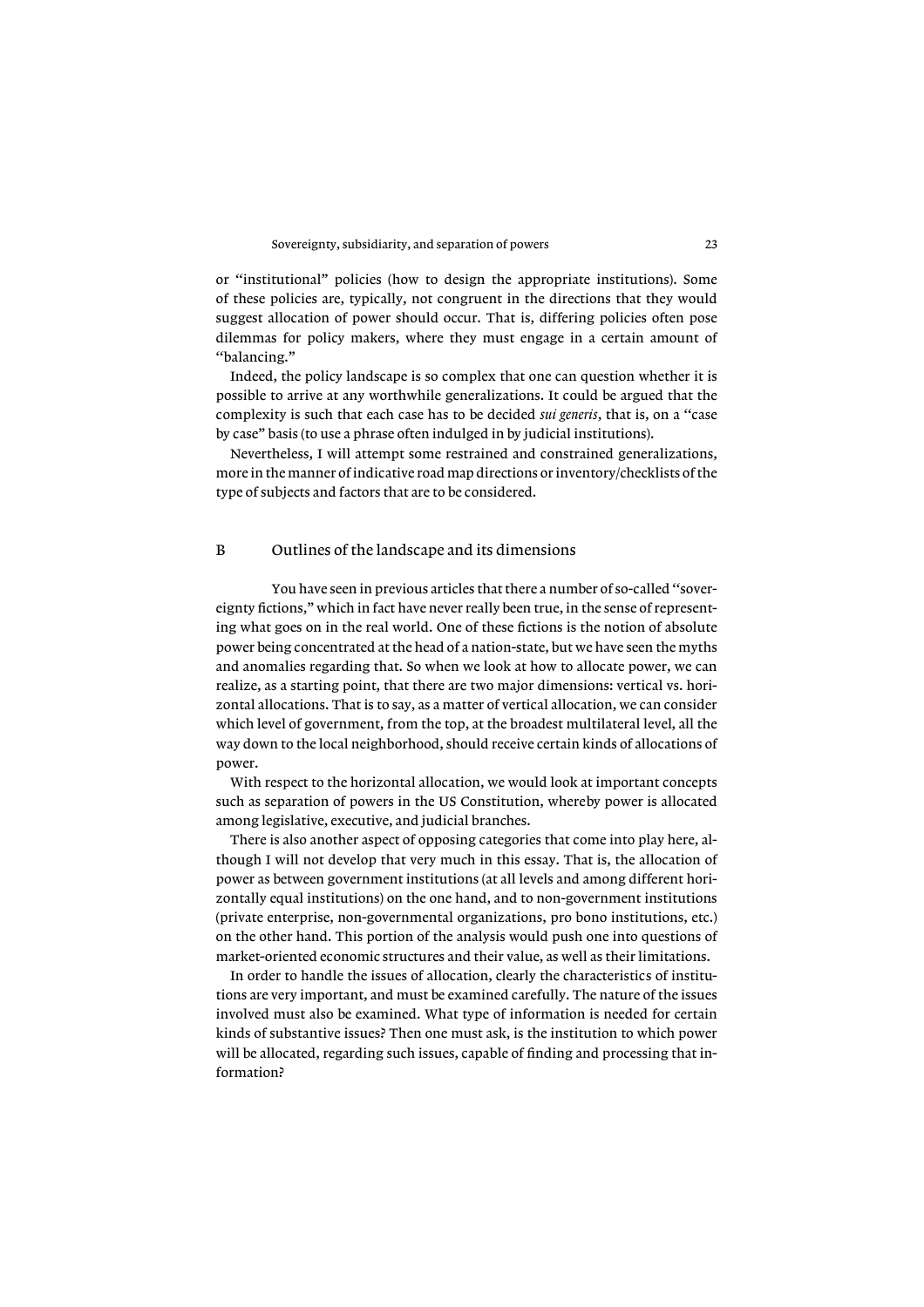or "institutional" policies (how to design the appropriate institutions). Some of these policies are, typically, not congruent in the directions that they would suggest allocation of power should occur. That is, differing policies often pose dilemmas for policy makers, where they must engage in a certain amount of "balancing."

Indeed, the policy landscape is so complex that one can question whether it is possible to arrive at any worthwhile generalizations. It could be argued that the complexity is such that each case has to be decided *sui generis*, that is, on a "case by case" basis (to use a phrase often indulged in by judicial institutions).

Nevertheless, I will attempt some restrained and constrained generalizations, more in the manner of indicative road map directions or inventory/checklists of the type of subjects and factors that are to be considered.

## B Outlines of the landscape and its dimensions

You have seen in previous articles that there a number of so-called "sovereignty fictions," which in fact have never really been true, in the sense of representing what goes on in the real world. One of these fictions is the notion of absolute power being concentrated at the head of a nation-state, but we have seen the myths and anomalies regarding that. So when we look at how to allocate power, we can realize, as a starting point, that there are two major dimensions: vertical vs. horizontal allocations. That is to say, as a matter of vertical allocation, we can consider which level of government, from the top, at the broadest multilateral level, all the way down to the local neighborhood, should receive certain kinds of allocations of power.

With respect to the horizontal allocation, we would look at important concepts such as separation of powers in the US Constitution, whereby power is allocated among legislative, executive, and judicial branches.

There is also another aspect of opposing categories that come into play here, although I will not develop that very much in this essay. That is, the allocation of power as between government institutions (at all levels and among different horizontally equal institutions) on the one hand, and to non-government institutions (private enterprise, non-governmental organizations, pro bono institutions, etc.) on the other hand. This portion of the analysis would push one into questions of market-oriented economic structures and their value, as well as their limitations.

In order to handle the issues of allocation, clearly the characteristics of institutions are very important, and must be examined carefully. The nature of the issues involved must also be examined. What type of information is needed for certain kinds of substantive issues? Then one must ask, is the institution to which power will be allocated, regarding such issues, capable of finding and processing that information?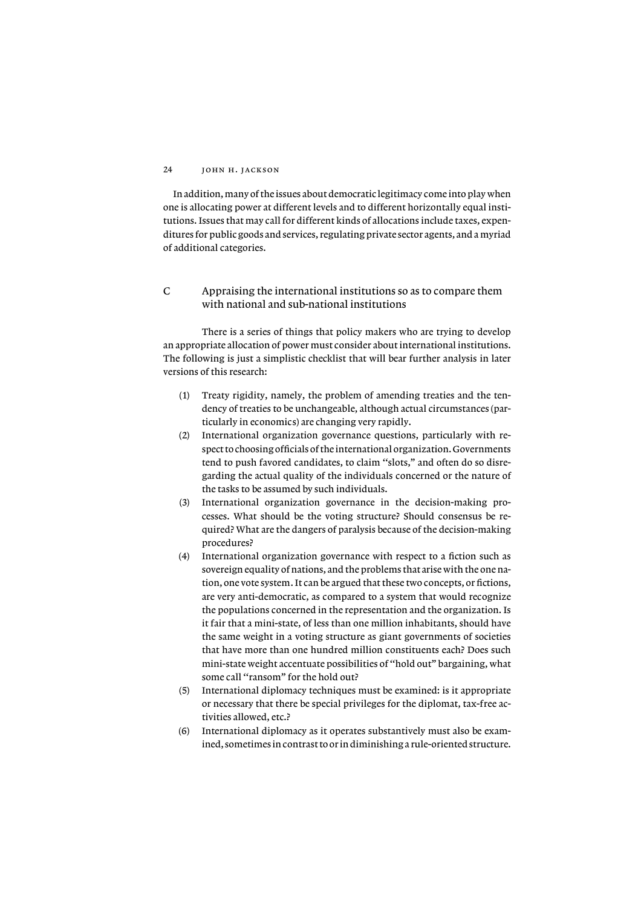In addition, many of the issues about democratic legitimacy come into play when one is allocating power at different levels and to different horizontally equal institutions. Issues that may call for different kinds of allocations include taxes, expenditures for public goods and services, regulating private sector agents, and a myriad of additional categories.

## C Appraising the international institutions so as to compare them with national and sub-national institutions

There is a series of things that policy makers who are trying to develop an appropriate allocation of power must consider about international institutions. The following is just a simplistic checklist that will bear further analysis in later versions of this research:

(1) Treaty rigidity, namely, the problem of amending treaties and the tendency of treaties to be unchangeable, although actual circumstances (particularly in economics) are changing very rapidly.

(2) International organization governance questions, particularly with respect to choosing officials of the international organization. Governments tend to push favored candidates, to claim "slots," and often do so disregarding the actual quality of the individuals concerned or the nature of the tasks to be assumed by such individuals.

(3) International organization governance in the decision-making processes. What should be the voting structure? Should consensus be required? What are the dangers of paralysis because of the decision-making procedures?

(4) International organization governance with respect to a fiction such as sovereign equality of nations, and the problems that arise with the one nation, one vote system. It can be argued that these two concepts, or fictions, are very anti-democratic, as compared to a system that would recognize the populations concerned in the representation and the organization. Is it fair that a mini-state, of less than one million inhabitants, should have the same weight in a voting structure as giant governments of societies that have more than one hundred million constituents each? Does such mini-state weight accentuate possibilities of "hold out" bargaining, what some call "ransom" for the hold out?

(5) International diplomacy techniques must be examined: is it appropriate or necessary that there be special privileges for the diplomat, tax-free activities allowed, etc.?

(6) International diplomacy as it operates substantively must also be examined, sometimes in contrast to or in diminishing a rule-oriented structure.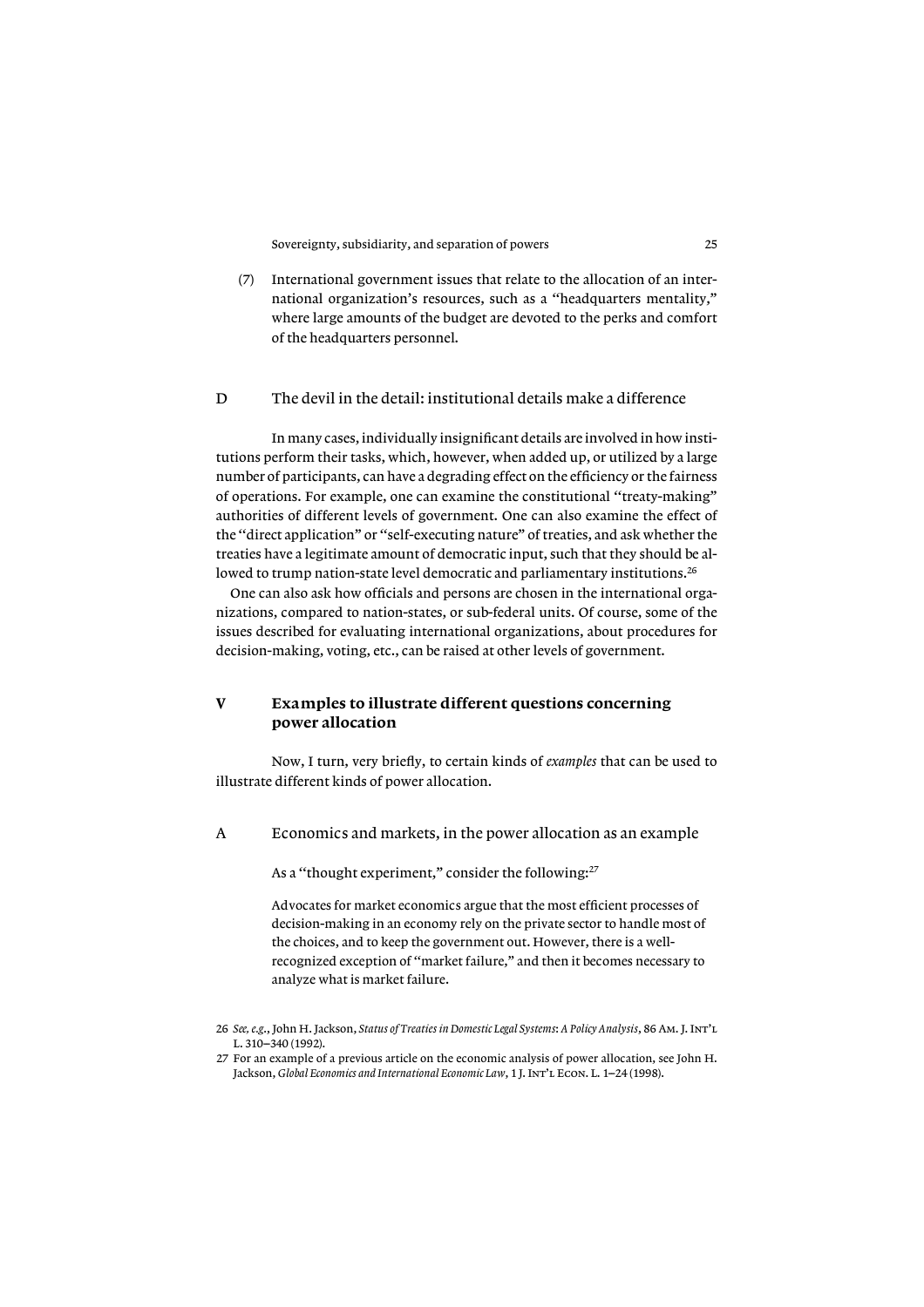(7) International government issues that relate to the allocation of an international organization's resources, such as a "headquarters mentality," where large amounts of the budget are devoted to the perks and comfort of the headquarters personnel.

### D The devil in the detail: institutional details make a difference

In many cases, individually insignificant details are involved in how institutions perform their tasks, which, however, when added up, or utilized by a large number of participants, can have a degrading effect on the efficiency or the fairness of operations. For example, one can examine the constitutional "treaty-making" authorities of different levels of government. One can also examine the effect of the "direct application" or "self-executing nature" of treaties, and ask whether the treaties have a legitimate amount of democratic input, such that they should be allowed to trump nation-state level democratic and parliamentary institutions.[26]

One can also ask how officials and persons are chosen in the international organizations, compared to nation-states, or sub-federal units. Of course, some of the issues described for evaluating international organizations, about procedures for decision-making, voting, etc., can be raised at other levels of government.

## V Examples to illustrate different questions concerning power allocation

Now, I turn, very briefly, to certain kinds of *examples* that can be used to illustrate different kinds of power allocation.

### A Economics and markets, in the power allocation as an example

As a "thought experiment," consider the following:[27]

> Advocates for market economics argue that the most efficient processes of decision-making in an economy rely on the private sector to handle most of the choices, and to keep the government out. However, there is a well-recognized exception of "market failure," and then it becomes necessary to analyze what is market failure.

26 *See, e.g.*, John H. Jackson, *Status of Treaties in Domestic Legal Systems: A Policy Analysis*, 86 Am. J. Int'l L. 310–340 (1992).

27 For an example of a previous article on the economic analysis of power allocation, see John H. Jackson, *Global Economics and International Economic Law*, 1 J. Int'l Econ. L. 1–24 (1998).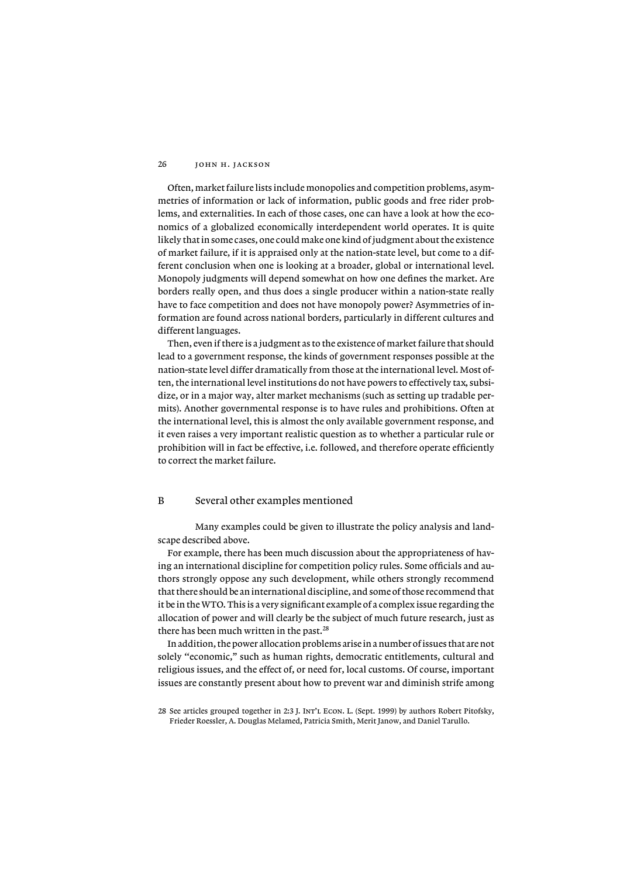Often, market failure lists include monopolies and competition problems, asymmetries of information or lack of information, public goods and free rider problems, and externalities. In each of those cases, one can have a look at how the economics of a globalized economically interdependent world operates. It is quite likely that in some cases, one could make one kind of judgment about the existence of market failure, if it is appraised only at the nation-state level, but come to a different conclusion when one is looking at a broader, global or international level. Monopoly judgments will depend somewhat on how one defines the market. Are borders really open, and thus does a single producer within a nation-state really have to face competition and does not have monopoly power? Asymmetries of information are found across national borders, particularly in different cultures and different languages.

Then, even if there is a judgment as to the existence of market failure that should lead to a government response, the kinds of government responses possible at the nation-state level differ dramatically from those at the international level. Most often, the international level institutions do not have powers to effectively tax, subsidize, or in a major way, alter market mechanisms (such as setting up tradable permits). Another governmental response is to have rules and prohibitions. Often at the international level, this is almost the only available government response, and it even raises a very important realistic question as to whether a particular rule or prohibition will in fact be effective, i.e. followed, and therefore operate efficiently to correct the market failure.

## B Several other examples mentioned

Many examples could be given to illustrate the policy analysis and landscape described above.

For example, there has been much discussion about the appropriateness of having an international discipline for competition policy rules. Some officials and authors strongly oppose any such development, while others strongly recommend that there should be an international discipline, and some of those recommend that it be in the WTO. This is a very significant example of a complex issue regarding the allocation of power and will clearly be the subject of much future research, just as there has been much written in the past.[28]

In addition, the power allocation problems arise in a number of issues that are not solely "economic," such as human rights, democratic entitlements, cultural and religious issues, and the effect of, or need for, local customs. Of course, important issues are constantly present about how to prevent war and diminish strife among

28 See articles grouped together in 2:3 J. Int'l Econ. L. (Sept. 1999) by authors Robert Pitofsky, Frieder Roessler, A. Douglas Melamed, Patricia Smith, Merit Janow, and Daniel Tarullo.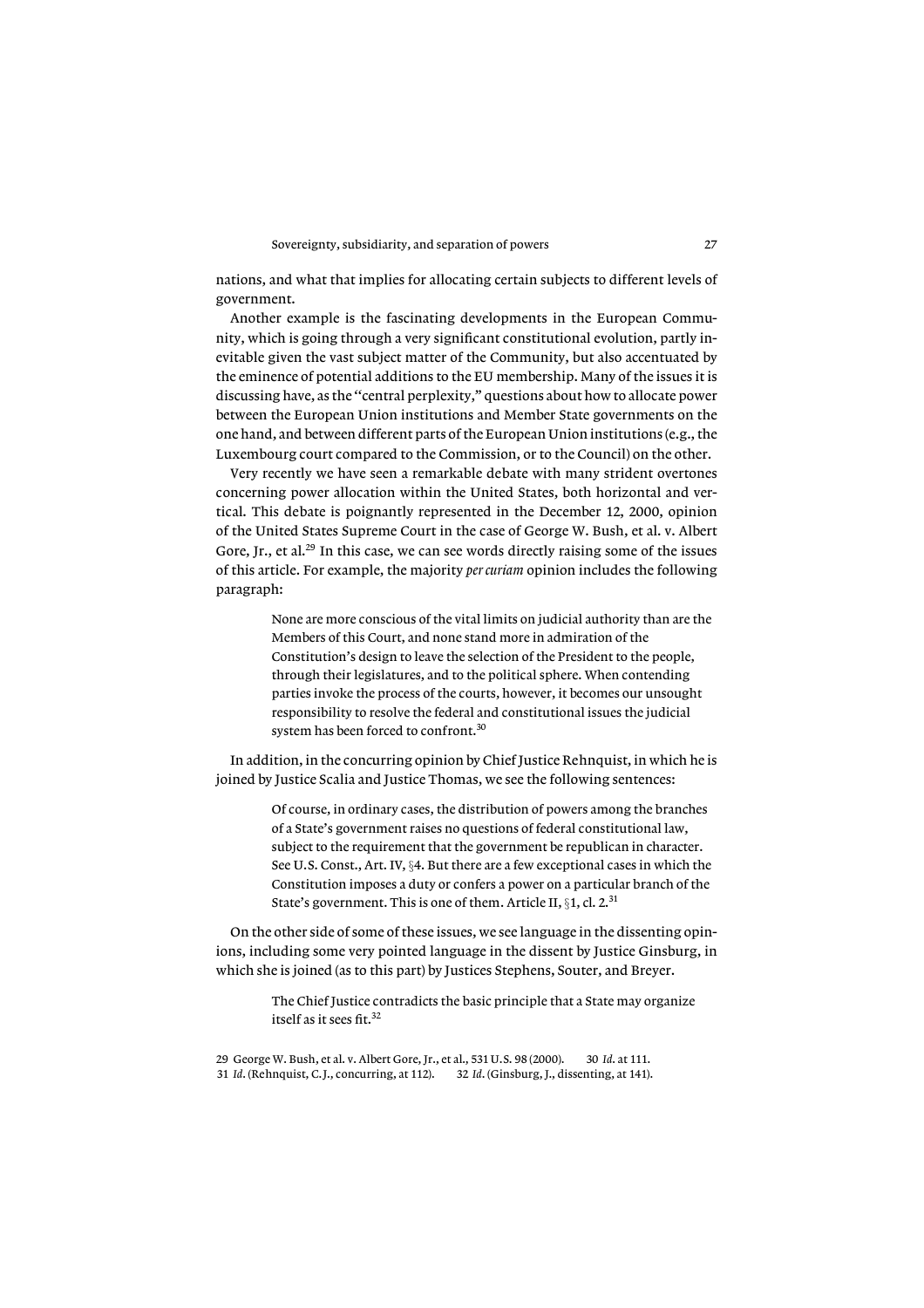nations, and what that implies for allocating certain subjects to different levels of government.

Another example is the fascinating developments in the European Community, which is going through a very significant constitutional evolution, partly inevitable given the vast subject matter of the Community, but also accentuated by the eminence of potential additions to the EU membership. Many of the issues it is discussing have, as the "central perplexity," questions about how to allocate power between the European Union institutions and Member State governments on the one hand, and between different parts of the European Union institutions (e.g., the Luxembourg court compared to the Commission, or to the Council) on the other.

Very recently we have seen a remarkable debate with many strident overtones concerning power allocation within the United States, both horizontal and vertical. This debate is poignantly represented in the December 12, 2000, opinion of the United States Supreme Court in the case of George W. Bush, et al. v. Albert Gore, Jr., et al.[29] In this case, we can see words directly raising some of the issues of this article. For example, the majority *per curiam* opinion includes the following paragraph:

> None are more conscious of the vital limits on judicial authority than are the Members of this Court, and none stand more in admiration of the Constitution's design to leave the selection of the President to the people, through their legislatures, and to the political sphere. When contending parties invoke the process of the courts, however, it becomes our unsought responsibility to resolve the federal and constitutional issues the judicial system has been forced to confront.[30]

In addition, in the concurring opinion by Chief Justice Rehnquist, in which he is joined by Justice Scalia and Justice Thomas, we see the following sentences:

> Of course, in ordinary cases, the distribution of powers among the branches of a State's government raises no questions of federal constitutional law, subject to the requirement that the government be republican in character. See U.S. Const., Art. IV, §4. But there are a few exceptional cases in which the Constitution imposes a duty or confers a power on a particular branch of the State's government. This is one of them. Article II, §1, cl. 2.[31]

On the other side of some of these issues, we see language in the dissenting opinions, including some very pointed language in the dissent by Justice Ginsburg, in which she is joined (as to this part) by Justices Stephens, Souter, and Breyer.

> The Chief Justice contradicts the basic principle that a State may organize itself as it sees fit.[32]

29 George W. Bush, et al. v. Albert Gore, Jr., et al., 531 U.S. 98 (2000).
30 *Id*. at 111.
31 *Id*. (Rehnquist, C.J., concurring, at 112).
32 *Id*. (Ginsburg, J., dissenting, at 141).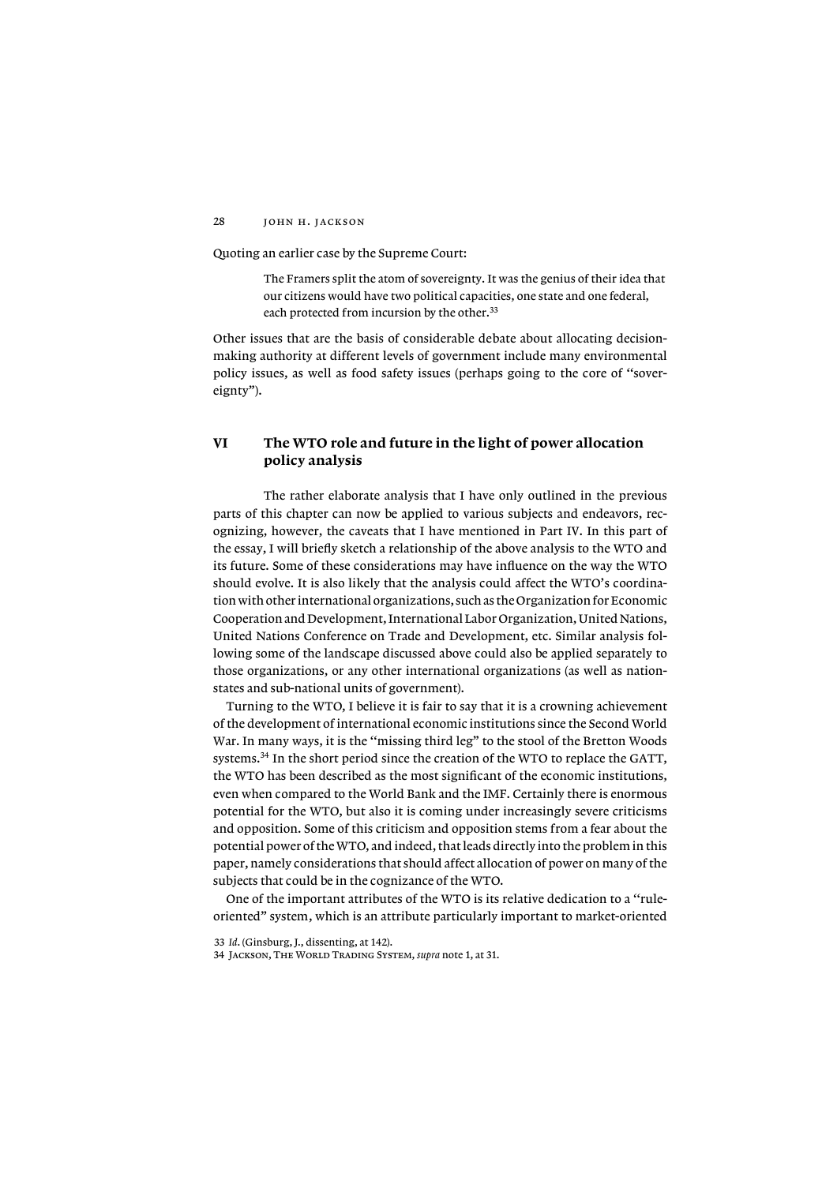Quoting an earlier case by the Supreme Court:

> The Framers split the atom of sovereignty. It was the genius of their idea that our citizens would have two political capacities, one state and one federal, each protected from incursion by the other.[33]

Other issues that are the basis of considerable debate about allocating decision-making authority at different levels of government include many environmental policy issues, as well as food safety issues (perhaps going to the core of "sovereignty").

## VI The WTO role and future in the light of power allocation policy analysis

The rather elaborate analysis that I have only outlined in the previous parts of this chapter can now be applied to various subjects and endeavors, recognizing, however, the caveats that I have mentioned in Part IV. In this part of the essay, I will briefly sketch a relationship of the above analysis to the WTO and its future. Some of these considerations may have influence on the way the WTO should evolve. It is also likely that the analysis could affect the WTO's coordination with other international organizations, such as the Organization for Economic Cooperation and Development, International Labor Organization, United Nations, United Nations Conference on Trade and Development, etc. Similar analysis following some of the landscape discussed above could also be applied separately to those organizations, or any other international organizations (as well as nation-states and sub-national units of government).

Turning to the WTO, I believe it is fair to say that it is a crowning achievement of the development of international economic institutions since the Second World War. In many ways, it is the "missing third leg" to the stool of the Bretton Woods systems.[34] In the short period since the creation of the WTO to replace the GATT, the WTO has been described as the most significant of the economic institutions, even when compared to the World Bank and the IMF. Certainly there is enormous potential for the WTO, but also it is coming under increasingly severe criticisms and opposition. Some of this criticism and opposition stems from a fear about the potential power of the WTO, and indeed, that leads directly into the problem in this paper, namely considerations that should affect allocation of power on many of the subjects that could be in the cognizance of the WTO.

One of the important attributes of the WTO is its relative dedication to a "rule-oriented" system, which is an attribute particularly important to market-oriented

33 *Id*. (Ginsburg, J., dissenting, at 142).

34 Jackson, The World Trading System, *supra* note 1, at 31.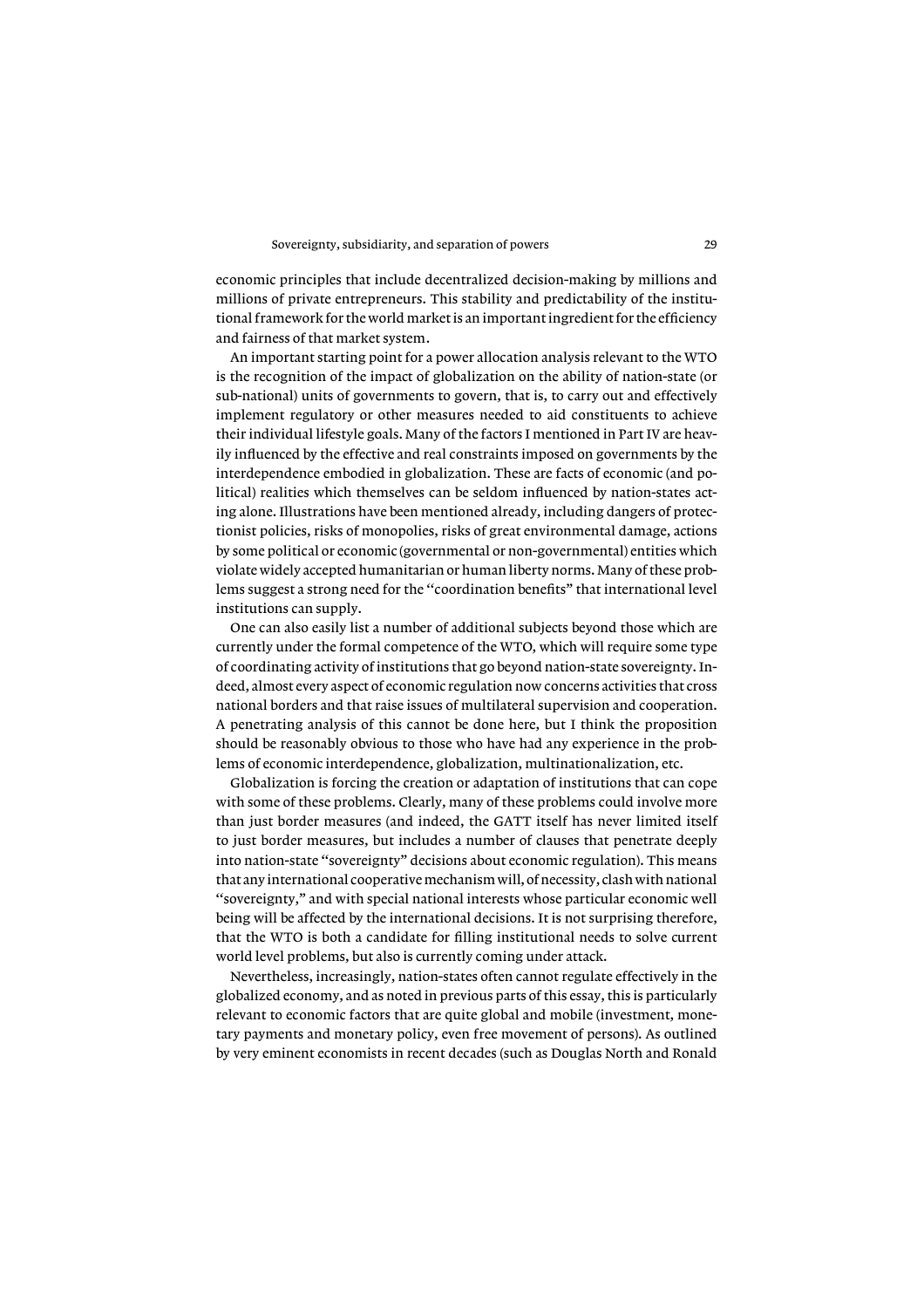economic principles that include decentralized decision-making by millions and millions of private entrepreneurs. This stability and predictability of the institutional framework for the world market is an important ingredient for the efficiency and fairness of that market system.

An important starting point for a power allocation analysis relevant to the WTO is the recognition of the impact of globalization on the ability of nation-state (or sub-national) units of governments to govern, that is, to carry out and effectively implement regulatory or other measures needed to aid constituents to achieve their individual lifestyle goals. Many of the factors I mentioned in Part IV are heavily influenced by the effective and real constraints imposed on governments by the interdependence embodied in globalization. These are facts of economic (and political) realities which themselves can be seldom influenced by nation-states acting alone. Illustrations have been mentioned already, including dangers of protectionist policies, risks of monopolies, risks of great environmental damage, actions by some political or economic (governmental or non-governmental) entities which violate widely accepted humanitarian or human liberty norms. Many of these problems suggest a strong need for the "coordination benefits" that international level institutions can supply.

One can also easily list a number of additional subjects beyond those which are currently under the formal competence of the WTO, which will require some type of coordinating activity of institutions that go beyond nation-state sovereignty. Indeed, almost every aspect of economic regulation now concerns activities that cross national borders and that raise issues of multilateral supervision and cooperation. A penetrating analysis of this cannot be done here, but I think the proposition should be reasonably obvious to those who have had any experience in the problems of economic interdependence, globalization, multinationalization, etc.

Globalization is forcing the creation or adaptation of institutions that can cope with some of these problems. Clearly, many of these problems could involve more than just border measures (and indeed, the GATT itself has never limited itself to just border measures, but includes a number of clauses that penetrate deeply into nation-state "sovereignty" decisions about economic regulation). This means that any international cooperative mechanism will, of necessity, clash with national "sovereignty," and with special national interests whose particular economic well being will be affected by the international decisions. It is not surprising therefore, that the WTO is both a candidate for filling institutional needs to solve current world level problems, but also is currently coming under attack.

Nevertheless, increasingly, nation-states often cannot regulate effectively in the globalized economy, and as noted in previous parts of this essay, this is particularly relevant to economic factors that are quite global and mobile (investment, monetary payments and monetary policy, even free movement of persons). As outlined by very eminent economists in recent decades (such as Douglas North and Ronald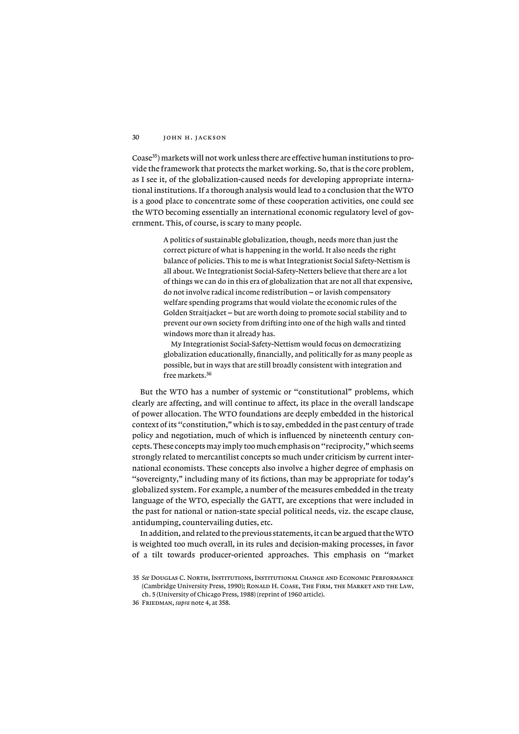Coase[35]) markets will not work unless there are effective human institutions to provide the framework that protects the market working. So, that is the core problem, as I see it, of the globalization-caused needs for developing appropriate international institutions. If a thorough analysis would lead to a conclusion that the WTO is a good place to concentrate some of these cooperation activities, one could see the WTO becoming essentially an international economic regulatory level of government. This, of course, is scary to many people.

> A politics of sustainable globalization, though, needs more than just the correct picture of what is happening in the world. It also needs the right balance of policies. This to me is what Integrationist Social Safety-Nettism is all about. We Integrationist Social-Safety-Netters believe that there are a lot of things we can do in this era of globalization that are not all that expensive, do not involve radical income redistribution – or lavish compensatory welfare spending programs that would violate the economic rules of the Golden Straitjacket – but are worth doing to promote social stability and to prevent our own society from drifting into one of the high walls and tinted windows more than it already has.
>
> My Integrationist Social-Safety-Nettism would focus on democratizing globalization educationally, financially, and politically for as many people as possible, but in ways that are still broadly consistent with integration and free markets.[36]

But the WTO has a number of systemic or "constitutional" problems, which clearly are affecting, and will continue to affect, its place in the overall landscape of power allocation. The WTO foundations are deeply embedded in the historical context of its "constitution," which is to say, embedded in the past century of trade policy and negotiation, much of which is influenced by nineteenth century concepts. These concepts may imply too much emphasis on "reciprocity," which seems strongly related to mercantilist concepts so much under criticism by current international economists. These concepts also involve a higher degree of emphasis on "sovereignty," including many of its fictions, than may be appropriate for today's globalized system. For example, a number of the measures embedded in the treaty language of the WTO, especially the GATT, are exceptions that were included in the past for national or nation-state special political needs, viz. the escape clause, antidumping, countervailing duties, etc.

In addition, and related to the previous statements, it can be argued that the WTO is weighted too much overall, in its rules and decision-making processes, in favor of a tilt towards producer-oriented approaches. This emphasis on "market

---

35 *See* Douglas C. North, Institutions, Institutional Change and Economic Performance (Cambridge University Press, 1990); Ronald H. Coase, The Firm, the Market and the Law, ch. 5 (University of Chicago Press, 1988) (reprint of 1960 article).

36 Friedman, *supra* note 4, at 358.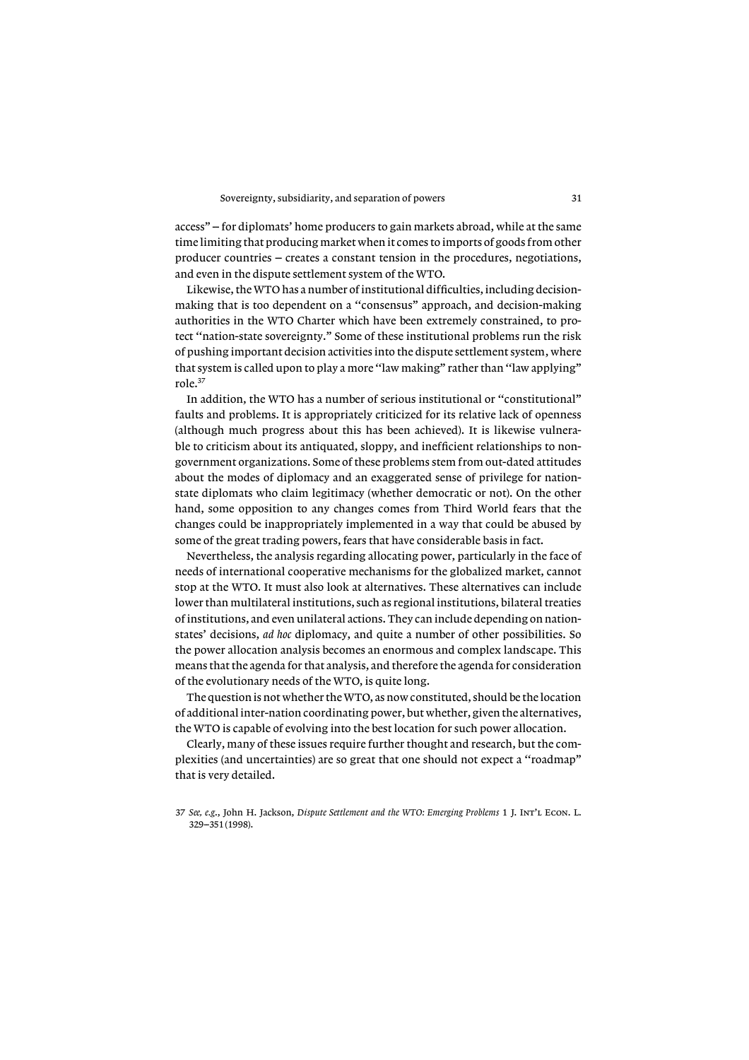access" – for diplomats' home producers to gain markets abroad, while at the same time limiting that producing market when it comes to imports of goods from other producer countries – creates a constant tension in the procedures, negotiations, and even in the dispute settlement system of the WTO.

Likewise, the WTO has a number of institutional difficulties, including decision-making that is too dependent on a "consensus" approach, and decision-making authorities in the WTO Charter which have been extremely constrained, to protect "nation-state sovereignty." Some of these institutional problems run the risk of pushing important decision activities into the dispute settlement system, where that system is called upon to play a more "law making" rather than "law applying" role.[37]

In addition, the WTO has a number of serious institutional or "constitutional" faults and problems. It is appropriately criticized for its relative lack of openness (although much progress about this has been achieved). It is likewise vulnerable to criticism about its antiquated, sloppy, and inefficient relationships to non-government organizations. Some of these problems stem from out-dated attitudes about the modes of diplomacy and an exaggerated sense of privilege for nation-state diplomats who claim legitimacy (whether democratic or not). On the other hand, some opposition to any changes comes from Third World fears that the changes could be inappropriately implemented in a way that could be abused by some of the great trading powers, fears that have considerable basis in fact.

Nevertheless, the analysis regarding allocating power, particularly in the face of needs of international cooperative mechanisms for the globalized market, cannot stop at the WTO. It must also look at alternatives. These alternatives can include lower than multilateral institutions, such as regional institutions, bilateral treaties of institutions, and even unilateral actions. They can include depending on nation-states' decisions, *ad hoc* diplomacy, and quite a number of other possibilities. So the power allocation analysis becomes an enormous and complex landscape. This means that the agenda for that analysis, and therefore the agenda for consideration of the evolutionary needs of the WTO, is quite long.

The question is not whether the WTO, as now constituted, should be the location of additional inter-nation coordinating power, but whether, given the alternatives, the WTO is capable of evolving into the best location for such power allocation.

Clearly, many of these issues require further thought and research, but the complexities (and uncertainties) are so great that one should not expect a "roadmap" that is very detailed.

37 *See, e.g.*, John H. Jackson, *Dispute Settlement and the WTO: Emerging Problems* 1 J. Int'l Econ. L. 329–351 (1998).